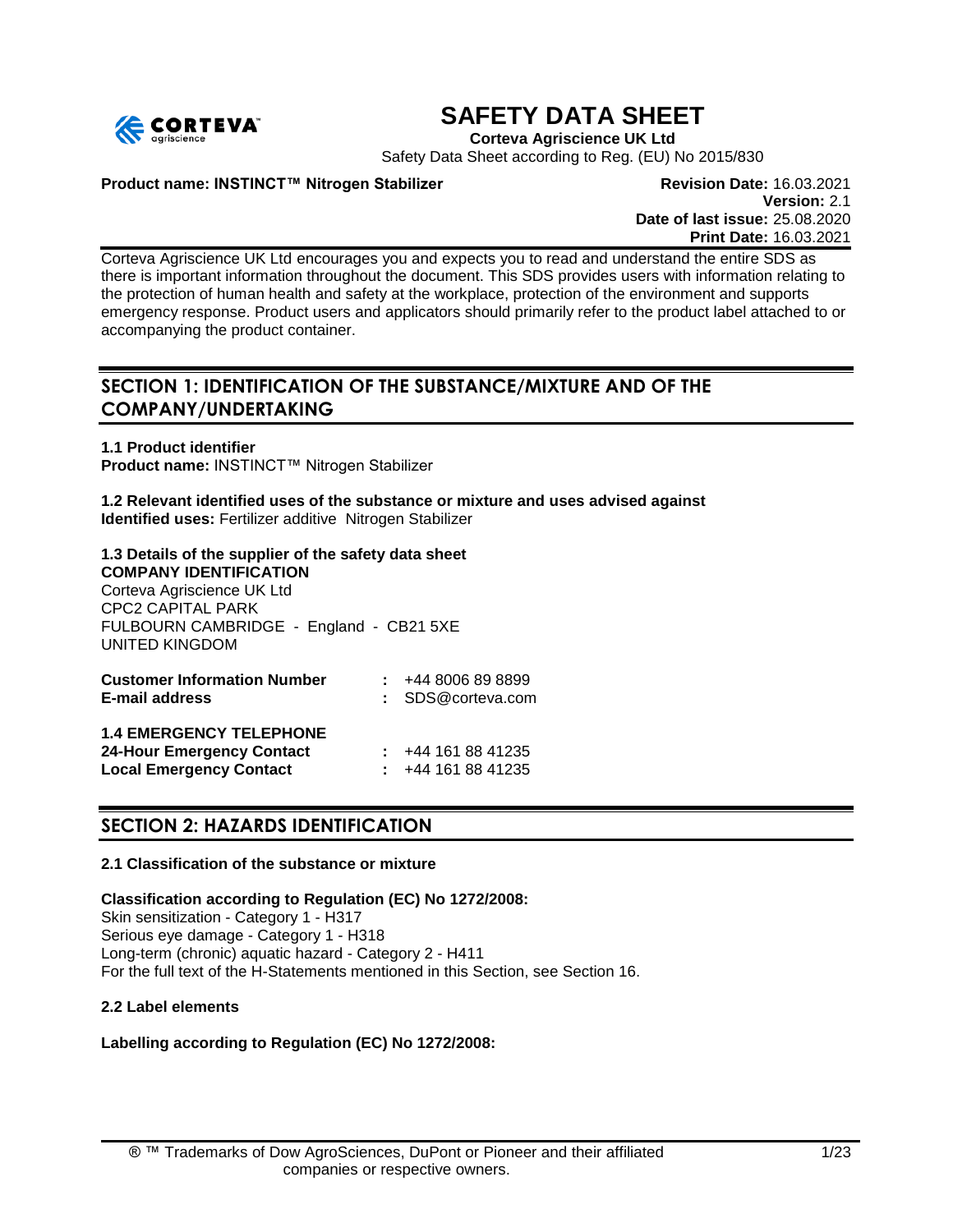# SAFETY DATA SHEET

**Corteva Agriscience UK Ltd**

Safety Data Sheet according to Reg. (EU) No 2015/830

**Product name: INSTINCT™ Nitrogen Stabilizer**

**Revision Date:** 16.03.2021
**Version:** 2.1
**Date of last issue:** 25.08.2020
**Print Date:** 16.03.2021

Corteva Agriscience UK Ltd encourages you and expects you to read and understand the entire SDS as there is important information throughout the document. This SDS provides users with information relating to the protection of human health and safety at the workplace, protection of the environment and supports emergency response. Product users and applicators should primarily refer to the product label attached to or accompanying the product container.

## SECTION 1: IDENTIFICATION OF THE SUBSTANCE/MIXTURE AND OF THE COMPANY/UNDERTAKING

**1.1 Product identifier**
**Product name:** INSTINCT™ Nitrogen Stabilizer

**1.2 Relevant identified uses of the substance or mixture and uses advised against**
**Identified uses:** Fertilizer additive Nitrogen Stabilizer

**1.3 Details of the supplier of the safety data sheet**
**COMPANY IDENTIFICATION**
Corteva Agriscience UK Ltd
CPC2 CAPITAL PARK
FULBOURN CAMBRIDGE - England - CB21 5XE
UNITED KINGDOM

**Customer Information Number** : +44 8006 89 8899
**E-mail address** : SDS@corteva.com

**1.4 EMERGENCY TELEPHONE**
**24-Hour Emergency Contact** : +44 161 88 41235
**Local Emergency Contact** : +44 161 88 41235

## SECTION 2: HAZARDS IDENTIFICATION

**2.1 Classification of the substance or mixture**

**Classification according to Regulation (EC) No 1272/2008:**
Skin sensitization - Category 1 - H317
Serious eye damage - Category 1 - H318
Long-term (chronic) aquatic hazard - Category 2 - H411
For the full text of the H-Statements mentioned in this Section, see Section 16.

**2.2 Label elements**

**Labelling according to Regulation (EC) No 1272/2008:**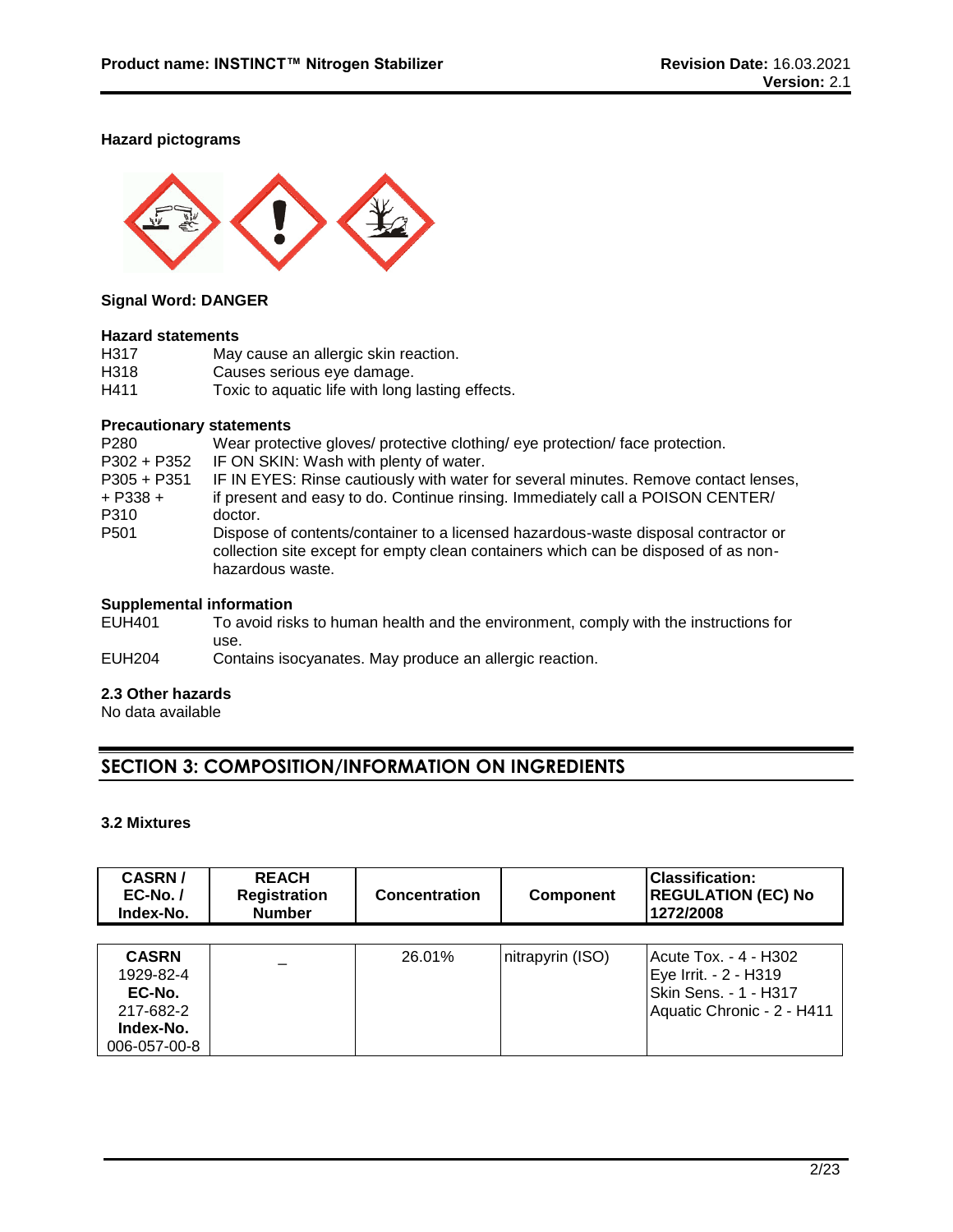**Hazard pictograms**

**Signal Word: DANGER**

**Hazard statements**

| | |
|---|---|
| H317 | May cause an allergic skin reaction. |
| H318 | Causes serious eye damage. |
| H411 | Toxic to aquatic life with long lasting effects. |

**Precautionary statements**

| | |
|---|---|
| P280 | Wear protective gloves/ protective clothing/ eye protection/ face protection. |
| P302 + P352 | IF ON SKIN: Wash with plenty of water. |
| P305 + P351 + P338 + P310 | IF IN EYES: Rinse cautiously with water for several minutes. Remove contact lenses, if present and easy to do. Continue rinsing. Immediately call a POISON CENTER/ doctor. |
| P501 | Dispose of contents/container to a licensed hazardous-waste disposal contractor or collection site except for empty clean containers which can be disposed of as non-hazardous waste. |

**Supplemental information**

| | |
|---|---|
| EUH401 | To avoid risks to human health and the environment, comply with the instructions for use. |
| EUH204 | Contains isocyanates. May produce an allergic reaction. |

**2.3 Other hazards**

No data available

## SECTION 3: COMPOSITION/INFORMATION ON INGREDIENTS

**3.2 Mixtures**

| CASRN / EC-No. / Index-No. | REACH Registration Number | Concentration | Component | Classification: REGULATION (EC) No 1272/2008 |
|---|---|---|---|---|
| **CASRN** 1929-82-4 **EC-No.** 217-682-2 **Index-No.** 006-057-00-8 | – | 26.01% | nitrapyrin (ISO) | Acute Tox. - 4 - H302<br>Eye Irrit. - 2 - H319<br>Skin Sens. - 1 - H317<br>Aquatic Chronic - 2 - H411 |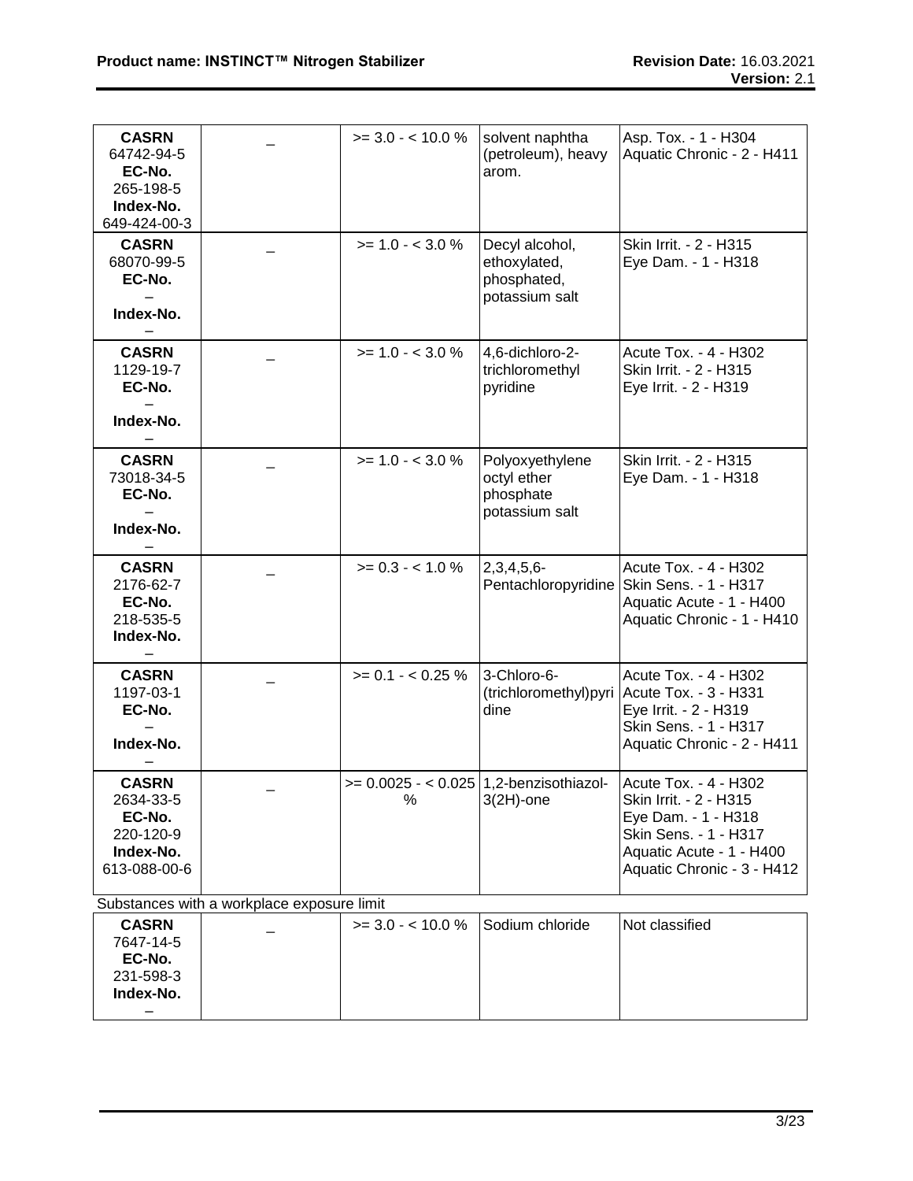| | | | | |
|---|---|---|---|---|
| **CASRN**<br>64742-94-5<br>**EC-No.**<br>265-198-5<br>**Index-No.**<br>649-424-00-3 | _ | >= 3.0 - < 10.0 % | solvent naphtha (petroleum), heavy arom. | Asp. Tox. - 1 - H304<br>Aquatic Chronic - 2 - H411 |
| **CASRN**<br>68070-99-5<br>**EC-No.**<br>–<br>**Index-No.**<br>– | _ | >= 1.0 - < 3.0 % | Decyl alcohol, ethoxylated, phosphated, potassium salt | Skin Irrit. - 2 - H315<br>Eye Dam. - 1 - H318 |
| **CASRN**<br>1129-19-7<br>**EC-No.**<br>–<br>**Index-No.**<br>– | _ | >= 1.0 - < 3.0 % | 4,6-dichloro-2-trichloromethyl pyridine | Acute Tox. - 4 - H302<br>Skin Irrit. - 2 - H315<br>Eye Irrit. - 2 - H319 |
| **CASRN**<br>73018-34-5<br>**EC-No.**<br>–<br>**Index-No.**<br>– | _ | >= 1.0 - < 3.0 % | Polyoxyethylene octyl ether phosphate potassium salt | Skin Irrit. - 2 - H315<br>Eye Dam. - 1 - H318 |
| **CASRN**<br>2176-62-7<br>**EC-No.**<br>218-535-5<br>**Index-No.**<br>– | _ | >= 0.3 - < 1.0 % | 2,3,4,5,6-Pentachloropyridine | Acute Tox. - 4 - H302<br>Skin Sens. - 1 - H317<br>Aquatic Acute - 1 - H400<br>Aquatic Chronic - 1 - H410 |
| **CASRN**<br>1197-03-1<br>**EC-No.**<br>–<br>**Index-No.**<br>– | _ | >= 0.1 - < 0.25 % | 3-Chloro-6-(trichloromethyl)pyridine | Acute Tox. - 4 - H302<br>Acute Tox. - 3 - H331<br>Eye Irrit. - 2 - H319<br>Skin Sens. - 1 - H317<br>Aquatic Chronic - 2 - H411 |
| **CASRN**<br>2634-33-5<br>**EC-No.**<br>220-120-9<br>**Index-No.**<br>613-088-00-6 | _ | >= 0.0025 - < 0.025 % | 1,2-benzisothiazol-3(2H)-one | Acute Tox. - 4 - H302<br>Skin Irrit. - 2 - H315<br>Eye Dam. - 1 - H318<br>Skin Sens. - 1 - H317<br>Aquatic Acute - 1 - H400<br>Aquatic Chronic - 3 - H412 |

Substances with a workplace exposure limit

| | | | | |
|---|---|---|---|---|
| **CASRN**<br>7647-14-5<br>**EC-No.**<br>231-598-3<br>**Index-No.**<br>– | _ | >= 3.0 - < 10.0 % | Sodium chloride | Not classified |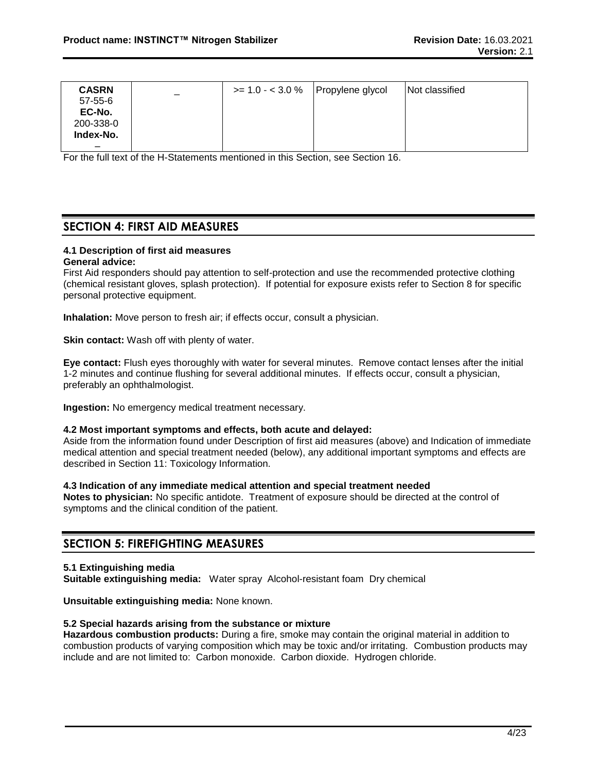| **CASRN** 57-55-6 **EC-No.** 200-338-0 **Index-No.** – | – | >= 1.0 - < 3.0 % | Propylene glycol | Not classified |
|---|---|---|---|---|

For the full text of the H-Statements mentioned in this Section, see Section 16.

## SECTION 4: FIRST AID MEASURES

### 4.1 Description of first aid measures

**General advice:**
First Aid responders should pay attention to self-protection and use the recommended protective clothing (chemical resistant gloves, splash protection). If potential for exposure exists refer to Section 8 for specific personal protective equipment.

**Inhalation:** Move person to fresh air; if effects occur, consult a physician.

**Skin contact:** Wash off with plenty of water.

**Eye contact:** Flush eyes thoroughly with water for several minutes. Remove contact lenses after the initial 1-2 minutes and continue flushing for several additional minutes. If effects occur, consult a physician, preferably an ophthalmologist.

**Ingestion:** No emergency medical treatment necessary.

### 4.2 Most important symptoms and effects, both acute and delayed:

Aside from the information found under Description of first aid measures (above) and Indication of immediate medical attention and special treatment needed (below), any additional important symptoms and effects are described in Section 11: Toxicology Information.

### 4.3 Indication of any immediate medical attention and special treatment needed

**Notes to physician:** No specific antidote. Treatment of exposure should be directed at the control of symptoms and the clinical condition of the patient.

## SECTION 5: FIREFIGHTING MEASURES

### 5.1 Extinguishing media

**Suitable extinguishing media:** Water spray Alcohol-resistant foam Dry chemical

**Unsuitable extinguishing media:** None known.

### 5.2 Special hazards arising from the substance or mixture

**Hazardous combustion products:** During a fire, smoke may contain the original material in addition to combustion products of varying composition which may be toxic and/or irritating. Combustion products may include and are not limited to: Carbon monoxide. Carbon dioxide. Hydrogen chloride.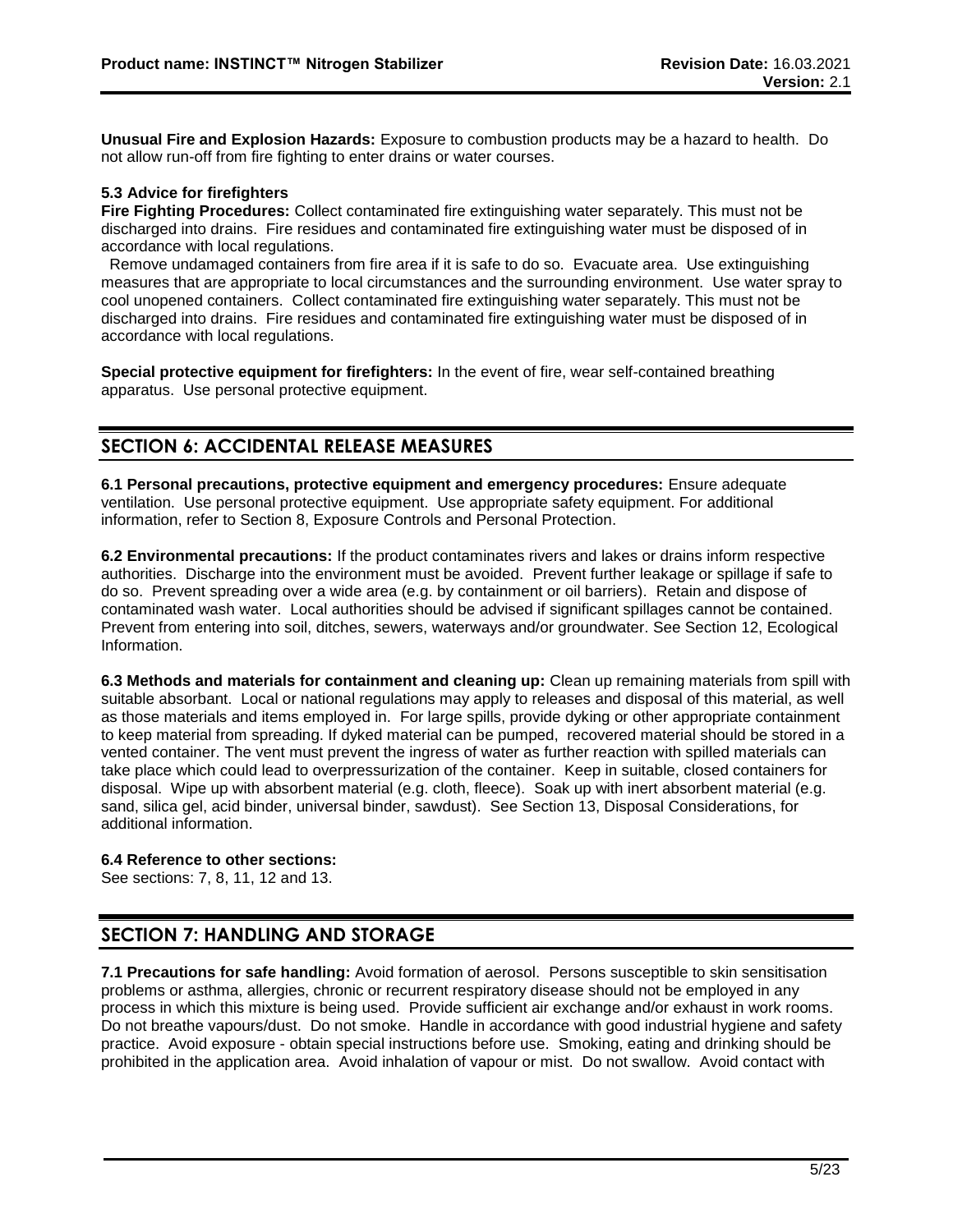**Unusual Fire and Explosion Hazards:** Exposure to combustion products may be a hazard to health. Do not allow run-off from fire fighting to enter drains or water courses.

**5.3 Advice for firefighters**

**Fire Fighting Procedures:** Collect contaminated fire extinguishing water separately. This must not be discharged into drains. Fire residues and contaminated fire extinguishing water must be disposed of in accordance with local regulations.

Remove undamaged containers from fire area if it is safe to do so. Evacuate area. Use extinguishing measures that are appropriate to local circumstances and the surrounding environment. Use water spray to cool unopened containers. Collect contaminated fire extinguishing water separately. This must not be discharged into drains. Fire residues and contaminated fire extinguishing water must be disposed of in accordance with local regulations.

**Special protective equipment for firefighters:** In the event of fire, wear self-contained breathing apparatus. Use personal protective equipment.

## SECTION 6: ACCIDENTAL RELEASE MEASURES

**6.1 Personal precautions, protective equipment and emergency procedures:** Ensure adequate ventilation. Use personal protective equipment. Use appropriate safety equipment. For additional information, refer to Section 8, Exposure Controls and Personal Protection.

**6.2 Environmental precautions:** If the product contaminates rivers and lakes or drains inform respective authorities. Discharge into the environment must be avoided. Prevent further leakage or spillage if safe to do so. Prevent spreading over a wide area (e.g. by containment or oil barriers). Retain and dispose of contaminated wash water. Local authorities should be advised if significant spillages cannot be contained. Prevent from entering into soil, ditches, sewers, waterways and/or groundwater. See Section 12, Ecological Information.

**6.3 Methods and materials for containment and cleaning up:** Clean up remaining materials from spill with suitable absorbant. Local or national regulations may apply to releases and disposal of this material, as well as those materials and items employed in. For large spills, provide dyking or other appropriate containment to keep material from spreading. If dyked material can be pumped, recovered material should be stored in a vented container. The vent must prevent the ingress of water as further reaction with spilled materials can take place which could lead to overpressurization of the container. Keep in suitable, closed containers for disposal. Wipe up with absorbent material (e.g. cloth, fleece). Soak up with inert absorbent material (e.g. sand, silica gel, acid binder, universal binder, sawdust). See Section 13, Disposal Considerations, for additional information.

**6.4 Reference to other sections:**

See sections: 7, 8, 11, 12 and 13.

## SECTION 7: HANDLING AND STORAGE

**7.1 Precautions for safe handling:** Avoid formation of aerosol. Persons susceptible to skin sensitisation problems or asthma, allergies, chronic or recurrent respiratory disease should not be employed in any process in which this mixture is being used. Provide sufficient air exchange and/or exhaust in work rooms. Do not breathe vapours/dust. Do not smoke. Handle in accordance with good industrial hygiene and safety practice. Avoid exposure - obtain special instructions before use. Smoking, eating and drinking should be prohibited in the application area. Avoid inhalation of vapour or mist. Do not swallow. Avoid contact with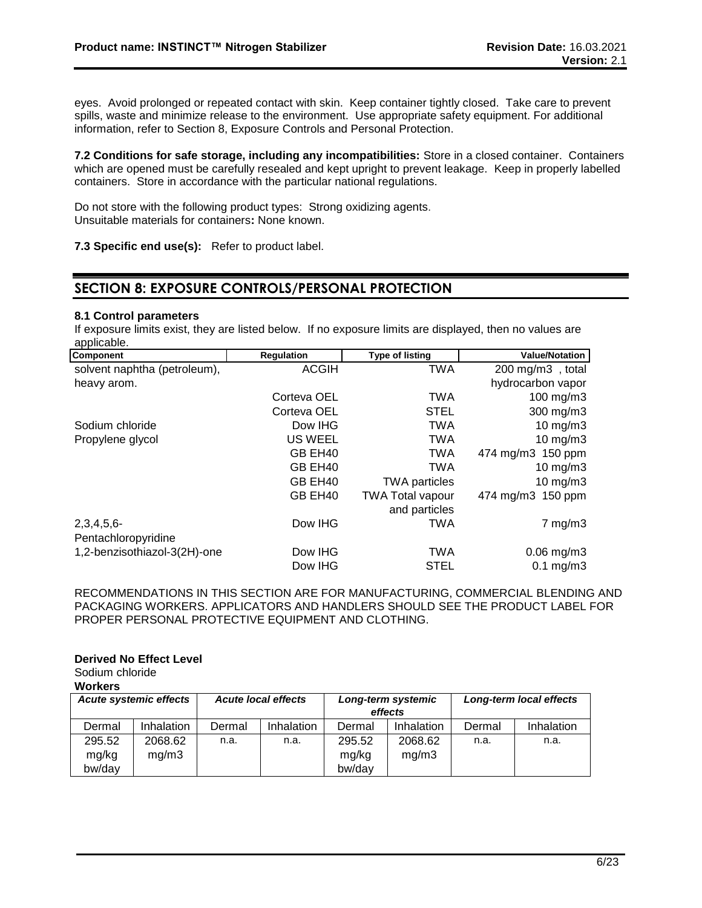eyes. Avoid prolonged or repeated contact with skin. Keep container tightly closed. Take care to prevent spills, waste and minimize release to the environment. Use appropriate safety equipment. For additional information, refer to Section 8, Exposure Controls and Personal Protection.

**7.2 Conditions for safe storage, including any incompatibilities:** Store in a closed container. Containers which are opened must be carefully resealed and kept upright to prevent leakage. Keep in properly labelled containers. Store in accordance with the particular national regulations.

Do not store with the following product types: Strong oxidizing agents.
Unsuitable materials for containers**:** None known.

**7.3 Specific end use(s):** Refer to product label.

## SECTION 8: EXPOSURE CONTROLS/PERSONAL PROTECTION

**8.1 Control parameters**

If exposure limits exist, they are listed below. If no exposure limits are displayed, then no values are applicable.

| Component | Regulation | Type of listing | Value/Notation |
|---|---|---|---|
| solvent naphtha (petroleum), heavy arom. | ACGIH | TWA | 200 mg/m3 , total hydrocarbon vapor |
| | Corteva OEL | TWA | 100 mg/m3 |
| | Corteva OEL | STEL | 300 mg/m3 |
| Sodium chloride | Dow IHG | TWA | 10 mg/m3 |
| Propylene glycol | US WEEL | TWA | 10 mg/m3 |
| | GB EH40 | TWA | 474 mg/m3 150 ppm |
| | GB EH40 | TWA | 10 mg/m3 |
| | GB EH40 | TWA particles | 10 mg/m3 |
| | GB EH40 | TWA Total vapour and particles | 474 mg/m3 150 ppm |
| 2,3,4,5,6-Pentachloropyridine | Dow IHG | TWA | 7 mg/m3 |
| 1,2-benzisothiazol-3(2H)-one | Dow IHG | TWA | 0.06 mg/m3 |
| | Dow IHG | STEL | 0.1 mg/m3 |

RECOMMENDATIONS IN THIS SECTION ARE FOR MANUFACTURING, COMMERCIAL BLENDING AND PACKAGING WORKERS. APPLICATORS AND HANDLERS SHOULD SEE THE PRODUCT LABEL FOR PROPER PERSONAL PROTECTIVE EQUIPMENT AND CLOTHING.

**Derived No Effect Level**
Sodium chloride
**Workers**

| *Acute systemic effects* | | *Acute local effects* | | *Long-term systemic effects* | | *Long-term local effects* | |
|---|---|---|---|---|---|---|---|
| Dermal | Inhalation | Dermal | Inhalation | Dermal | Inhalation | Dermal | Inhalation |
| 295.52 mg/kg bw/day | 2068.62 mg/m3 | n.a. | n.a. | 295.52 mg/kg bw/day | 2068.62 mg/m3 | n.a. | n.a. |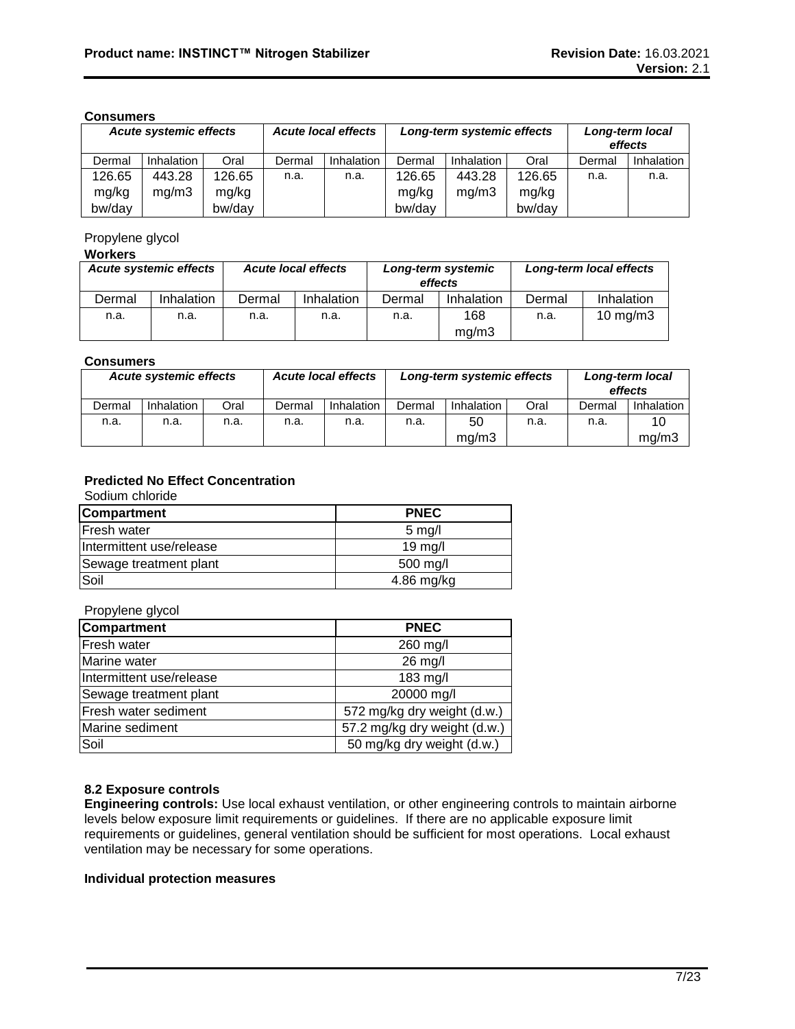**Consumers**

| *Acute systemic effects* | | | *Acute local effects* | | *Long-term systemic effects* | | | *Long-term local effects* | |
|---|---|---|---|---|---|---|---|---|---|
| Dermal | Inhalation | Oral | Dermal | Inhalation | Dermal | Inhalation | Oral | Dermal | Inhalation |
| 126.65 mg/kg bw/day | 443.28 mg/m3 | 126.65 mg/kg bw/day | n.a. | n.a. | 126.65 mg/kg bw/day | 443.28 mg/m3 | 126.65 mg/kg bw/day | n.a. | n.a. |

Propylene glycol

**Workers**

| *Acute systemic effects* | | *Acute local effects* | | *Long-term systemic effects* | | *Long-term local effects* | |
|---|---|---|---|---|---|---|---|
| Dermal | Inhalation | Dermal | Inhalation | Dermal | Inhalation | Dermal | Inhalation |
| n.a. | n.a. | n.a. | n.a. | n.a. | 168 mg/m3 | n.a. | 10 mg/m3 |

**Consumers**

| *Acute systemic effects* | | | *Acute local effects* | | *Long-term systemic effects* | | | *Long-term local effects* | |
|---|---|---|---|---|---|---|---|---|---|
| Dermal | Inhalation | Oral | Dermal | Inhalation | Dermal | Inhalation | Oral | Dermal | Inhalation |
| n.a. | n.a. | n.a. | n.a. | n.a. | n.a. | 50 mg/m3 | n.a. | n.a. | 10 mg/m3 |

**Predicted No Effect Concentration**

Sodium chloride

| **Compartment** | **PNEC** |
|---|---|
| Fresh water | 5 mg/l |
| Intermittent use/release | 19 mg/l |
| Sewage treatment plant | 500 mg/l |
| Soil | 4.86 mg/kg |

Propylene glycol

| **Compartment** | **PNEC** |
|---|---|
| Fresh water | 260 mg/l |
| Marine water | 26 mg/l |
| Intermittent use/release | 183 mg/l |
| Sewage treatment plant | 20000 mg/l |
| Fresh water sediment | 572 mg/kg dry weight (d.w.) |
| Marine sediment | 57.2 mg/kg dry weight (d.w.) |
| Soil | 50 mg/kg dry weight (d.w.) |

**8.2 Exposure controls**

**Engineering controls:** Use local exhaust ventilation, or other engineering controls to maintain airborne levels below exposure limit requirements or guidelines. If there are no applicable exposure limit requirements or guidelines, general ventilation should be sufficient for most operations. Local exhaust ventilation may be necessary for some operations.

**Individual protection measures**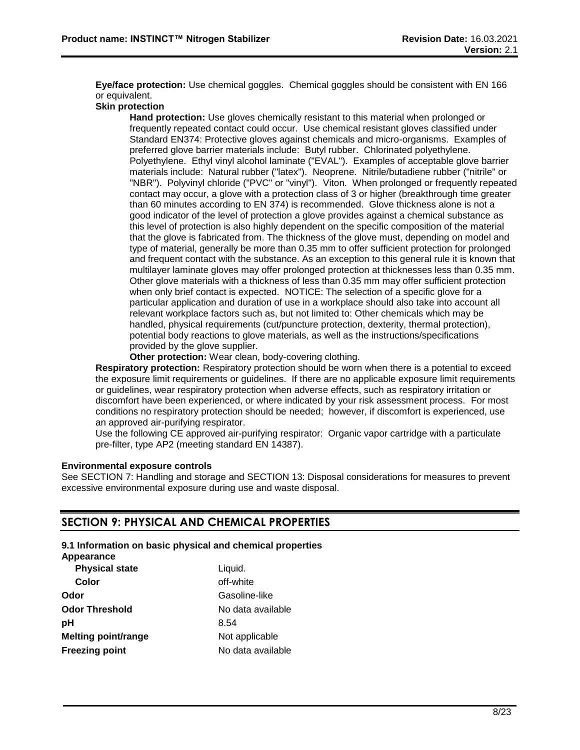**Eye/face protection:** Use chemical goggles. Chemical goggles should be consistent with EN 166 or equivalent.

**Skin protection**

**Hand protection:** Use gloves chemically resistant to this material when prolonged or frequently repeated contact could occur. Use chemical resistant gloves classified under Standard EN374: Protective gloves against chemicals and micro-organisms. Examples of preferred glove barrier materials include: Butyl rubber. Chlorinated polyethylene. Polyethylene. Ethyl vinyl alcohol laminate ("EVAL"). Examples of acceptable glove barrier materials include: Natural rubber ("latex"). Neoprene. Nitrile/butadiene rubber ("nitrile" or "NBR"). Polyvinyl chloride ("PVC" or "vinyl"). Viton. When prolonged or frequently repeated contact may occur, a glove with a protection class of 3 or higher (breakthrough time greater than 60 minutes according to EN 374) is recommended. Glove thickness alone is not a good indicator of the level of protection a glove provides against a chemical substance as this level of protection is also highly dependent on the specific composition of the material that the glove is fabricated from. The thickness of the glove must, depending on model and type of material, generally be more than 0.35 mm to offer sufficient protection for prolonged and frequent contact with the substance. As an exception to this general rule it is known that multilayer laminate gloves may offer prolonged protection at thicknesses less than 0.35 mm. Other glove materials with a thickness of less than 0.35 mm may offer sufficient protection when only brief contact is expected. NOTICE: The selection of a specific glove for a particular application and duration of use in a workplace should also take into account all relevant workplace factors such as, but not limited to: Other chemicals which may be handled, physical requirements (cut/puncture protection, dexterity, thermal protection), potential body reactions to glove materials, as well as the instructions/specifications provided by the glove supplier.

**Other protection:** Wear clean, body-covering clothing.

**Respiratory protection:** Respiratory protection should be worn when there is a potential to exceed the exposure limit requirements or guidelines. If there are no applicable exposure limit requirements or guidelines, wear respiratory protection when adverse effects, such as respiratory irritation or discomfort have been experienced, or where indicated by your risk assessment process. For most conditions no respiratory protection should be needed; however, if discomfort is experienced, use an approved air-purifying respirator.

Use the following CE approved air-purifying respirator: Organic vapor cartridge with a particulate pre-filter, type AP2 (meeting standard EN 14387).

**Environmental exposure controls**

See SECTION 7: Handling and storage and SECTION 13: Disposal considerations for measures to prevent excessive environmental exposure during use and waste disposal.

## SECTION 9: PHYSICAL AND CHEMICAL PROPERTIES

**9.1 Information on basic physical and chemical properties**

**Appearance**

| | |
|---|---|
| **Physical state** | Liquid. |
| **Color** | off-white |
| **Odor** | Gasoline-like |
| **Odor Threshold** | No data available |
| **pH** | 8.54 |
| **Melting point/range** | Not applicable |
| **Freezing point** | No data available |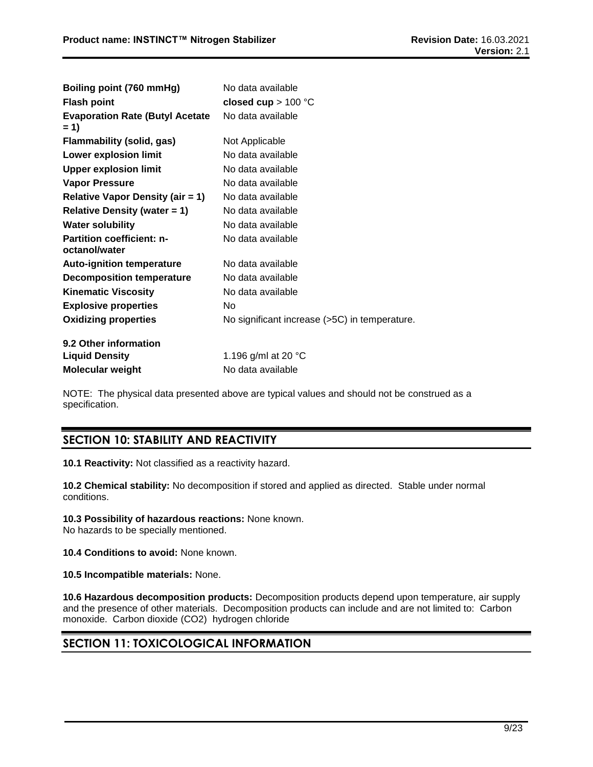| | |
|---|---|
| **Boiling point (760 mmHg)** | No data available |
| **Flash point** | **closed cup** > 100 °C |
| **Evaporation Rate (Butyl Acetate = 1)** | No data available |
| **Flammability (solid, gas)** | Not Applicable |
| **Lower explosion limit** | No data available |
| **Upper explosion limit** | No data available |
| **Vapor Pressure** | No data available |
| **Relative Vapor Density (air = 1)** | No data available |
| **Relative Density (water = 1)** | No data available |
| **Water solubility** | No data available |
| **Partition coefficient: n-octanol/water** | No data available |
| **Auto-ignition temperature** | No data available |
| **Decomposition temperature** | No data available |
| **Kinematic Viscosity** | No data available |
| **Explosive properties** | No |
| **Oxidizing properties** | No significant increase (>5C) in temperature. |

**9.2 Other information**

| | |
|---|---|
| **Liquid Density** | 1.196 g/ml at 20 °C |
| **Molecular weight** | No data available |

NOTE: The physical data presented above are typical values and should not be construed as a specification.

## SECTION 10: STABILITY AND REACTIVITY

**10.1 Reactivity:** Not classified as a reactivity hazard.

**10.2 Chemical stability:** No decomposition if stored and applied as directed. Stable under normal conditions.

**10.3 Possibility of hazardous reactions:** None known.
No hazards to be specially mentioned.

**10.4 Conditions to avoid:** None known.

**10.5 Incompatible materials:** None.

**10.6 Hazardous decomposition products:** Decomposition products depend upon temperature, air supply and the presence of other materials. Decomposition products can include and are not limited to: Carbon monoxide. Carbon dioxide ($CO_2$) hydrogen chloride

## SECTION 11: TOXICOLOGICAL INFORMATION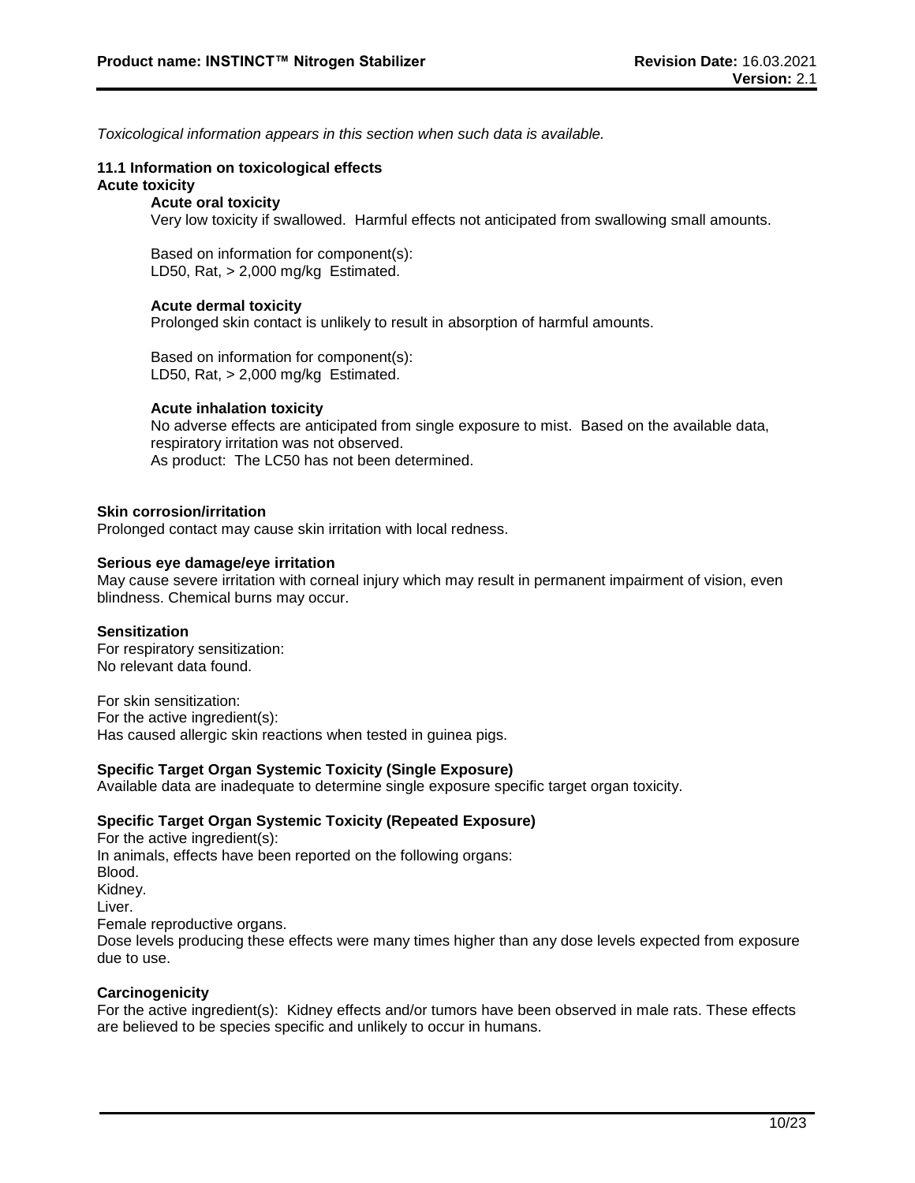*Toxicological information appears in this section when such data is available.*

### 11.1 Information on toxicological effects

**Acute toxicity**

**Acute oral toxicity**

Very low toxicity if swallowed. Harmful effects not anticipated from swallowing small amounts.

Based on information for component(s):
LD50, Rat, > 2,000 mg/kg Estimated.

**Acute dermal toxicity**

Prolonged skin contact is unlikely to result in absorption of harmful amounts.

Based on information for component(s):
LD50, Rat, > 2,000 mg/kg Estimated.

**Acute inhalation toxicity**

No adverse effects are anticipated from single exposure to mist. Based on the available data, respiratory irritation was not observed.
As product: The LC50 has not been determined.

**Skin corrosion/irritation**

Prolonged contact may cause skin irritation with local redness.

**Serious eye damage/eye irritation**

May cause severe irritation with corneal injury which may result in permanent impairment of vision, even blindness. Chemical burns may occur.

**Sensitization**

For respiratory sensitization:
No relevant data found.

For skin sensitization:
For the active ingredient(s):
Has caused allergic skin reactions when tested in guinea pigs.

**Specific Target Organ Systemic Toxicity (Single Exposure)**

Available data are inadequate to determine single exposure specific target organ toxicity.

**Specific Target Organ Systemic Toxicity (Repeated Exposure)**

For the active ingredient(s):
In animals, effects have been reported on the following organs:
Blood.
Kidney.
Liver.
Female reproductive organs.
Dose levels producing these effects were many times higher than any dose levels expected from exposure due to use.

**Carcinogenicity**

For the active ingredient(s): Kidney effects and/or tumors have been observed in male rats. These effects are believed to be species specific and unlikely to occur in humans.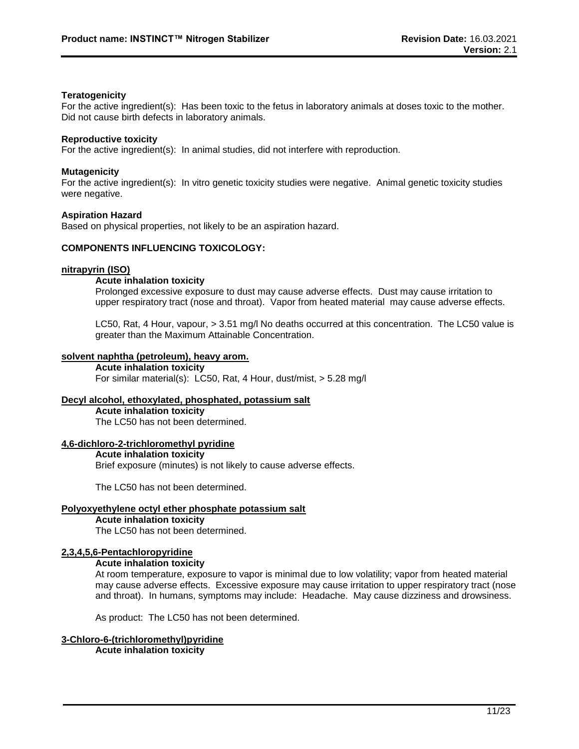**Teratogenicity**

For the active ingredient(s): Has been toxic to the fetus in laboratory animals at doses toxic to the mother. Did not cause birth defects in laboratory animals.

**Reproductive toxicity**

For the active ingredient(s): In animal studies, did not interfere with reproduction.

**Mutagenicity**

For the active ingredient(s): In vitro genetic toxicity studies were negative. Animal genetic toxicity studies were negative.

**Aspiration Hazard**

Based on physical properties, not likely to be an aspiration hazard.

**COMPONENTS INFLUENCING TOXICOLOGY:**

**nitrapyrin (ISO)**

**Acute inhalation toxicity**

Prolonged excessive exposure to dust may cause adverse effects. Dust may cause irritation to upper respiratory tract (nose and throat). Vapor from heated material may cause adverse effects.

LC50, Rat, 4 Hour, vapour, > 3.51 mg/l No deaths occurred at this concentration. The LC50 value is greater than the Maximum Attainable Concentration.

**solvent naphtha (petroleum), heavy arom.**

**Acute inhalation toxicity**

For similar material(s): LC50, Rat, 4 Hour, dust/mist, > 5.28 mg/l

**Decyl alcohol, ethoxylated, phosphated, potassium salt**

**Acute inhalation toxicity**

The LC50 has not been determined.

**4,6-dichloro-2-trichloromethyl pyridine**

**Acute inhalation toxicity**

Brief exposure (minutes) is not likely to cause adverse effects.

The LC50 has not been determined.

**Polyoxyethylene octyl ether phosphate potassium salt**

**Acute inhalation toxicity**

The LC50 has not been determined.

**2,3,4,5,6-Pentachloropyridine**

**Acute inhalation toxicity**

At room temperature, exposure to vapor is minimal due to low volatility; vapor from heated material may cause adverse effects. Excessive exposure may cause irritation to upper respiratory tract (nose and throat). In humans, symptoms may include: Headache. May cause dizziness and drowsiness.

As product: The LC50 has not been determined.

**3-Chloro-6-(trichloromethyl)pyridine**

**Acute inhalation toxicity**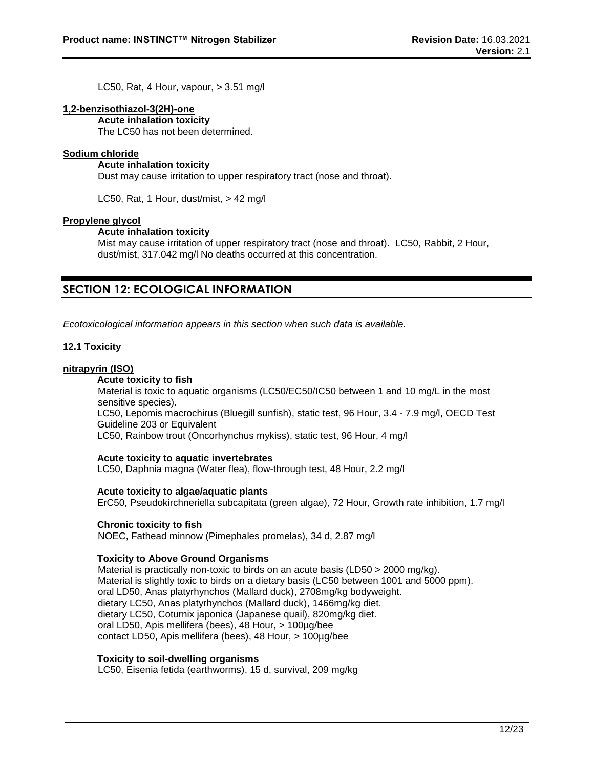LC50, Rat, 4 Hour, vapour, > 3.51 mg/l

**1,2-benzisothiazol-3(2H)-one**

**Acute inhalation toxicity**

The LC50 has not been determined.

**Sodium chloride**

**Acute inhalation toxicity**

Dust may cause irritation to upper respiratory tract (nose and throat).

LC50, Rat, 1 Hour, dust/mist, > 42 mg/l

**Propylene glycol**

**Acute inhalation toxicity**

Mist may cause irritation of upper respiratory tract (nose and throat). LC50, Rabbit, 2 Hour, dust/mist, 317.042 mg/l No deaths occurred at this concentration.

## SECTION 12: ECOLOGICAL INFORMATION

*Ecotoxicological information appears in this section when such data is available.*

**12.1 Toxicity**

**nitrapyrin (ISO)**

**Acute toxicity to fish**

Material is toxic to aquatic organisms (LC50/EC50/IC50 between 1 and 10 mg/L in the most sensitive species).

LC50, Lepomis macrochirus (Bluegill sunfish), static test, 96 Hour, 3.4 - 7.9 mg/l, OECD Test Guideline 203 or Equivalent

LC50, Rainbow trout (Oncorhynchus mykiss), static test, 96 Hour, 4 mg/l

**Acute toxicity to aquatic invertebrates**

LC50, Daphnia magna (Water flea), flow-through test, 48 Hour, 2.2 mg/l

**Acute toxicity to algae/aquatic plants**

ErC50, Pseudokirchneriella subcapitata (green algae), 72 Hour, Growth rate inhibition, 1.7 mg/l

**Chronic toxicity to fish**

NOEC, Fathead minnow (Pimephales promelas), 34 d, 2.87 mg/l

**Toxicity to Above Ground Organisms**

Material is practically non-toxic to birds on an acute basis (LD50 > 2000 mg/kg).

Material is slightly toxic to birds on a dietary basis (LC50 between 1001 and 5000 ppm).

oral LD50, Anas platyrhynchos (Mallard duck), 2708mg/kg bodyweight.

dietary LC50, Anas platyrhynchos (Mallard duck), 1466mg/kg diet.

dietary LC50, Coturnix japonica (Japanese quail), 820mg/kg diet.

oral LD50, Apis mellifera (bees), 48 Hour, > 100µg/bee

contact LD50, Apis mellifera (bees), 48 Hour, > 100µg/bee

**Toxicity to soil-dwelling organisms**

LC50, Eisenia fetida (earthworms), 15 d, survival, 209 mg/kg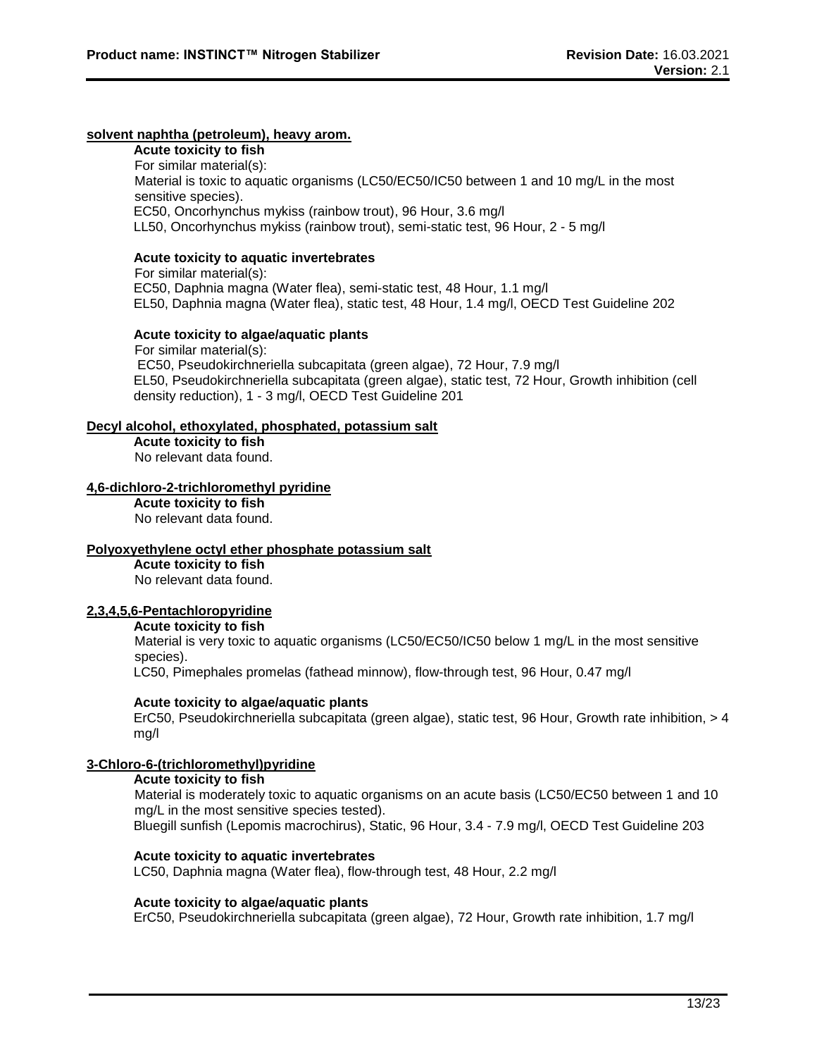**solvent naphtha (petroleum), heavy arom.**

**Acute toxicity to fish**

For similar material(s):
Material is toxic to aquatic organisms (LC50/EC50/IC50 between 1 and 10 mg/L in the most sensitive species).
EC50, Oncorhynchus mykiss (rainbow trout), 96 Hour, 3.6 mg/l
LL50, Oncorhynchus mykiss (rainbow trout), semi-static test, 96 Hour, 2 - 5 mg/l

**Acute toxicity to aquatic invertebrates**

For similar material(s):
EC50, Daphnia magna (Water flea), semi-static test, 48 Hour, 1.1 mg/l
EL50, Daphnia magna (Water flea), static test, 48 Hour, 1.4 mg/l, OECD Test Guideline 202

**Acute toxicity to algae/aquatic plants**

For similar material(s):
EC50, Pseudokirchneriella subcapitata (green algae), 72 Hour, 7.9 mg/l
EL50, Pseudokirchneriella subcapitata (green algae), static test, 72 Hour, Growth inhibition (cell density reduction), 1 - 3 mg/l, OECD Test Guideline 201

**Decyl alcohol, ethoxylated, phosphated, potassium salt**

**Acute toxicity to fish**

No relevant data found.

**4,6-dichloro-2-trichloromethyl pyridine**

**Acute toxicity to fish**

No relevant data found.

**Polyoxyethylene octyl ether phosphate potassium salt**

**Acute toxicity to fish**

No relevant data found.

**2,3,4,5,6-Pentachloropyridine**

**Acute toxicity to fish**

Material is very toxic to aquatic organisms (LC50/EC50/IC50 below 1 mg/L in the most sensitive species).
LC50, Pimephales promelas (fathead minnow), flow-through test, 96 Hour, 0.47 mg/l

**Acute toxicity to algae/aquatic plants**

ErC50, Pseudokirchneriella subcapitata (green algae), static test, 96 Hour, Growth rate inhibition, > 4 mg/l

**3-Chloro-6-(trichloromethyl)pyridine**

**Acute toxicity to fish**

Material is moderately toxic to aquatic organisms on an acute basis (LC50/EC50 between 1 and 10 mg/L in the most sensitive species tested).
Bluegill sunfish (Lepomis macrochirus), Static, 96 Hour, 3.4 - 7.9 mg/l, OECD Test Guideline 203

**Acute toxicity to aquatic invertebrates**

LC50, Daphnia magna (Water flea), flow-through test, 48 Hour, 2.2 mg/l

**Acute toxicity to algae/aquatic plants**

ErC50, Pseudokirchneriella subcapitata (green algae), 72 Hour, Growth rate inhibition, 1.7 mg/l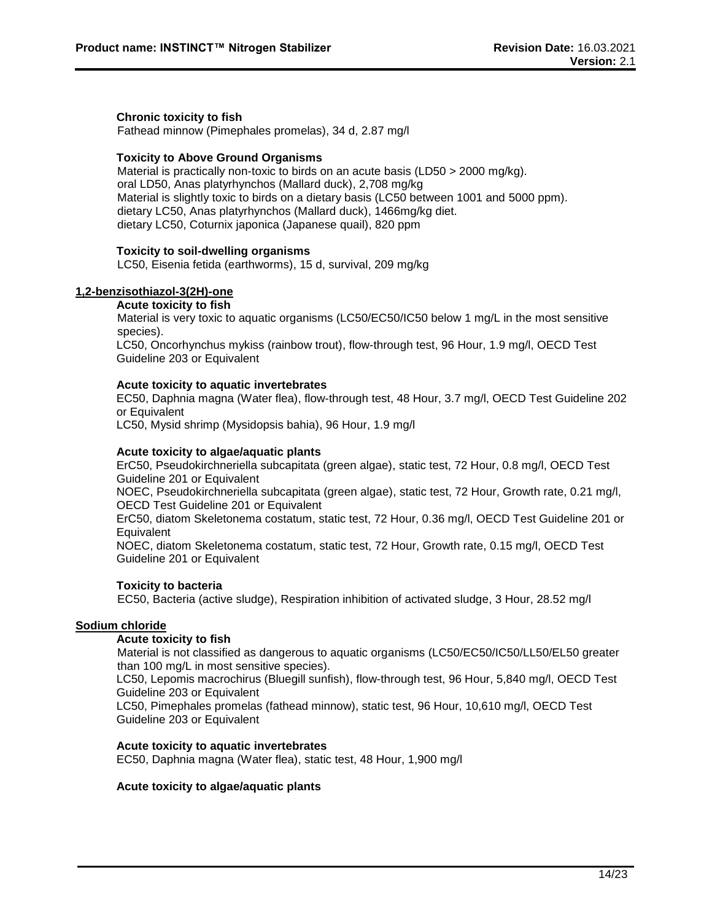**Chronic toxicity to fish**
Fathead minnow (Pimephales promelas), 34 d, 2.87 mg/l

**Toxicity to Above Ground Organisms**
Material is practically non-toxic to birds on an acute basis (LD50 > 2000 mg/kg).
oral LD50, Anas platyrhynchos (Mallard duck), 2,708 mg/kg
Material is slightly toxic to birds on a dietary basis (LC50 between 1001 and 5000 ppm).
dietary LC50, Anas platyrhynchos (Mallard duck), 1466mg/kg diet.
dietary LC50, Coturnix japonica (Japanese quail), 820 ppm

**Toxicity to soil-dwelling organisms**
LC50, Eisenia fetida (earthworms), 15 d, survival, 209 mg/kg

## 1,2-benzisothiazol-3(2H)-one

**Acute toxicity to fish**
Material is very toxic to aquatic organisms (LC50/EC50/IC50 below 1 mg/L in the most sensitive species).
LC50, Oncorhynchus mykiss (rainbow trout), flow-through test, 96 Hour, 1.9 mg/l, OECD Test Guideline 203 or Equivalent

**Acute toxicity to aquatic invertebrates**
EC50, Daphnia magna (Water flea), flow-through test, 48 Hour, 3.7 mg/l, OECD Test Guideline 202 or Equivalent
LC50, Mysid shrimp (Mysidopsis bahia), 96 Hour, 1.9 mg/l

**Acute toxicity to algae/aquatic plants**
ErC50, Pseudokirchneriella subcapitata (green algae), static test, 72 Hour, 0.8 mg/l, OECD Test Guideline 201 or Equivalent
NOEC, Pseudokirchneriella subcapitata (green algae), static test, 72 Hour, Growth rate, 0.21 mg/l, OECD Test Guideline 201 or Equivalent
ErC50, diatom Skeletonema costatum, static test, 72 Hour, 0.36 mg/l, OECD Test Guideline 201 or Equivalent
NOEC, diatom Skeletonema costatum, static test, 72 Hour, Growth rate, 0.15 mg/l, OECD Test Guideline 201 or Equivalent

**Toxicity to bacteria**
EC50, Bacteria (active sludge), Respiration inhibition of activated sludge, 3 Hour, 28.52 mg/l

## Sodium chloride

**Acute toxicity to fish**
Material is not classified as dangerous to aquatic organisms (LC50/EC50/IC50/LL50/EL50 greater than 100 mg/L in most sensitive species).
LC50, Lepomis macrochirus (Bluegill sunfish), flow-through test, 96 Hour, 5,840 mg/l, OECD Test Guideline 203 or Equivalent
LC50, Pimephales promelas (fathead minnow), static test, 96 Hour, 10,610 mg/l, OECD Test Guideline 203 or Equivalent

**Acute toxicity to aquatic invertebrates**
EC50, Daphnia magna (Water flea), static test, 48 Hour, 1,900 mg/l

**Acute toxicity to algae/aquatic plants**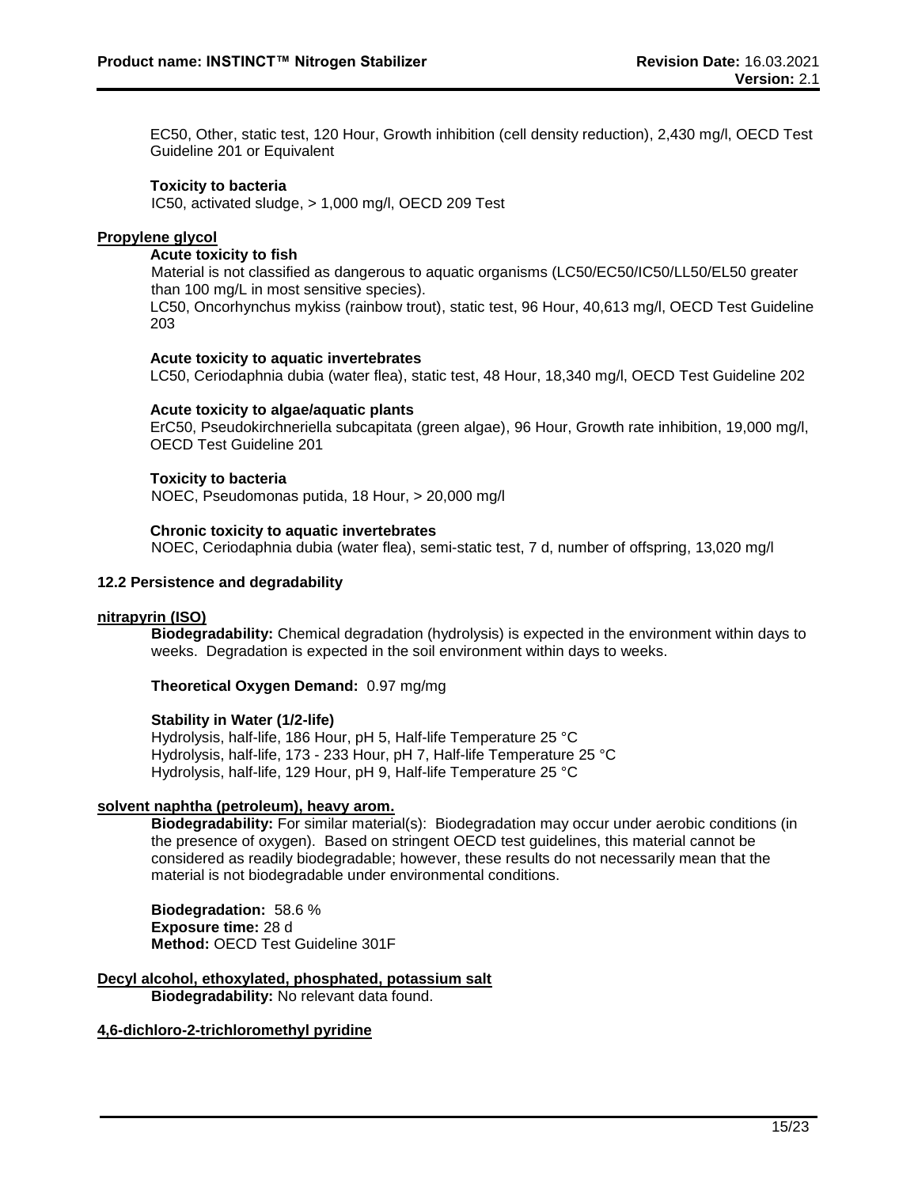EC50, Other, static test, 120 Hour, Growth inhibition (cell density reduction), 2,430 mg/l, OECD Test Guideline 201 or Equivalent

**Toxicity to bacteria**
IC50, activated sludge, > 1,000 mg/l, OECD 209 Test

**Propylene glycol**

**Acute toxicity to fish**
Material is not classified as dangerous to aquatic organisms (LC50/EC50/IC50/LL50/EL50 greater than 100 mg/L in most sensitive species).
LC50, Oncorhynchus mykiss (rainbow trout), static test, 96 Hour, 40,613 mg/l, OECD Test Guideline 203

**Acute toxicity to aquatic invertebrates**
LC50, Ceriodaphnia dubia (water flea), static test, 48 Hour, 18,340 mg/l, OECD Test Guideline 202

**Acute toxicity to algae/aquatic plants**
ErC50, Pseudokirchneriella subcapitata (green algae), 96 Hour, Growth rate inhibition, 19,000 mg/l, OECD Test Guideline 201

**Toxicity to bacteria**
NOEC, Pseudomonas putida, 18 Hour, > 20,000 mg/l

**Chronic toxicity to aquatic invertebrates**
NOEC, Ceriodaphnia dubia (water flea), semi-static test, 7 d, number of offspring, 13,020 mg/l

**12.2 Persistence and degradability**

**nitrapyrin (ISO)**

**Biodegradability:** Chemical degradation (hydrolysis) is expected in the environment within days to weeks. Degradation is expected in the soil environment within days to weeks.

**Theoretical Oxygen Demand:** 0.97 mg/mg

**Stability in Water (1/2-life)**
Hydrolysis, half-life, 186 Hour, pH 5, Half-life Temperature 25 °C
Hydrolysis, half-life, 173 - 233 Hour, pH 7, Half-life Temperature 25 °C
Hydrolysis, half-life, 129 Hour, pH 9, Half-life Temperature 25 °C

**solvent naphtha (petroleum), heavy arom.**

**Biodegradability:** For similar material(s): Biodegradation may occur under aerobic conditions (in the presence of oxygen). Based on stringent OECD test guidelines, this material cannot be considered as readily biodegradable; however, these results do not necessarily mean that the material is not biodegradable under environmental conditions.

**Biodegradation:** 58.6 %
**Exposure time:** 28 d
**Method:** OECD Test Guideline 301F

**Decyl alcohol, ethoxylated, phosphated, potassium salt**

**Biodegradability:** No relevant data found.

**4,6-dichloro-2-trichloromethyl pyridine**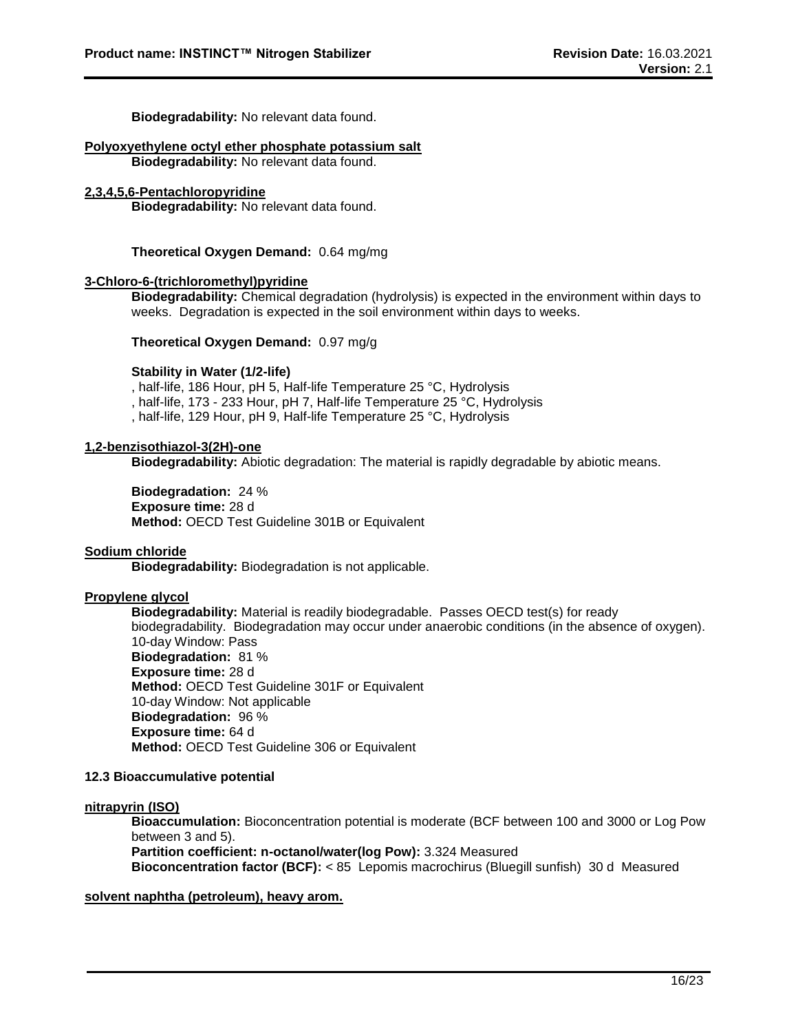**Biodegradability:** No relevant data found.

**Polyoxyethylene octyl ether phosphate potassium salt**

**Biodegradability:** No relevant data found.

**2,3,4,5,6-Pentachloropyridine**

**Biodegradability:** No relevant data found.

**Theoretical Oxygen Demand:** 0.64 mg/mg

**3-Chloro-6-(trichloromethyl)pyridine**

**Biodegradability:** Chemical degradation (hydrolysis) is expected in the environment within days to weeks. Degradation is expected in the soil environment within days to weeks.

**Theoretical Oxygen Demand:** 0.97 mg/g

**Stability in Water (1/2-life)**

, half-life, 186 Hour, pH 5, Half-life Temperature 25 °C, Hydrolysis
, half-life, 173 - 233 Hour, pH 7, Half-life Temperature 25 °C, Hydrolysis
, half-life, 129 Hour, pH 9, Half-life Temperature 25 °C, Hydrolysis

**1,2-benzisothiazol-3(2H)-one**

**Biodegradability:** Abiotic degradation: The material is rapidly degradable by abiotic means.

**Biodegradation:** 24 %
**Exposure time:** 28 d
**Method:** OECD Test Guideline 301B or Equivalent

**Sodium chloride**

**Biodegradability:** Biodegradation is not applicable.

**Propylene glycol**

**Biodegradability:** Material is readily biodegradable. Passes OECD test(s) for ready biodegradability. Biodegradation may occur under anaerobic conditions (in the absence of oxygen).
10-day Window: Pass
**Biodegradation:** 81 %
**Exposure time:** 28 d
**Method:** OECD Test Guideline 301F or Equivalent
10-day Window: Not applicable
**Biodegradation:** 96 %
**Exposure time:** 64 d
**Method:** OECD Test Guideline 306 or Equivalent

**12.3 Bioaccumulative potential**

**nitrapyrin (ISO)**

**Bioaccumulation:** Bioconcentration potential is moderate (BCF between 100 and 3000 or Log Pow between 3 and 5).
**Partition coefficient: n-octanol/water(log Pow):** 3.324 Measured
**Bioconcentration factor (BCF):** < 85 Lepomis macrochirus (Bluegill sunfish) 30 d Measured

**solvent naphtha (petroleum), heavy arom.**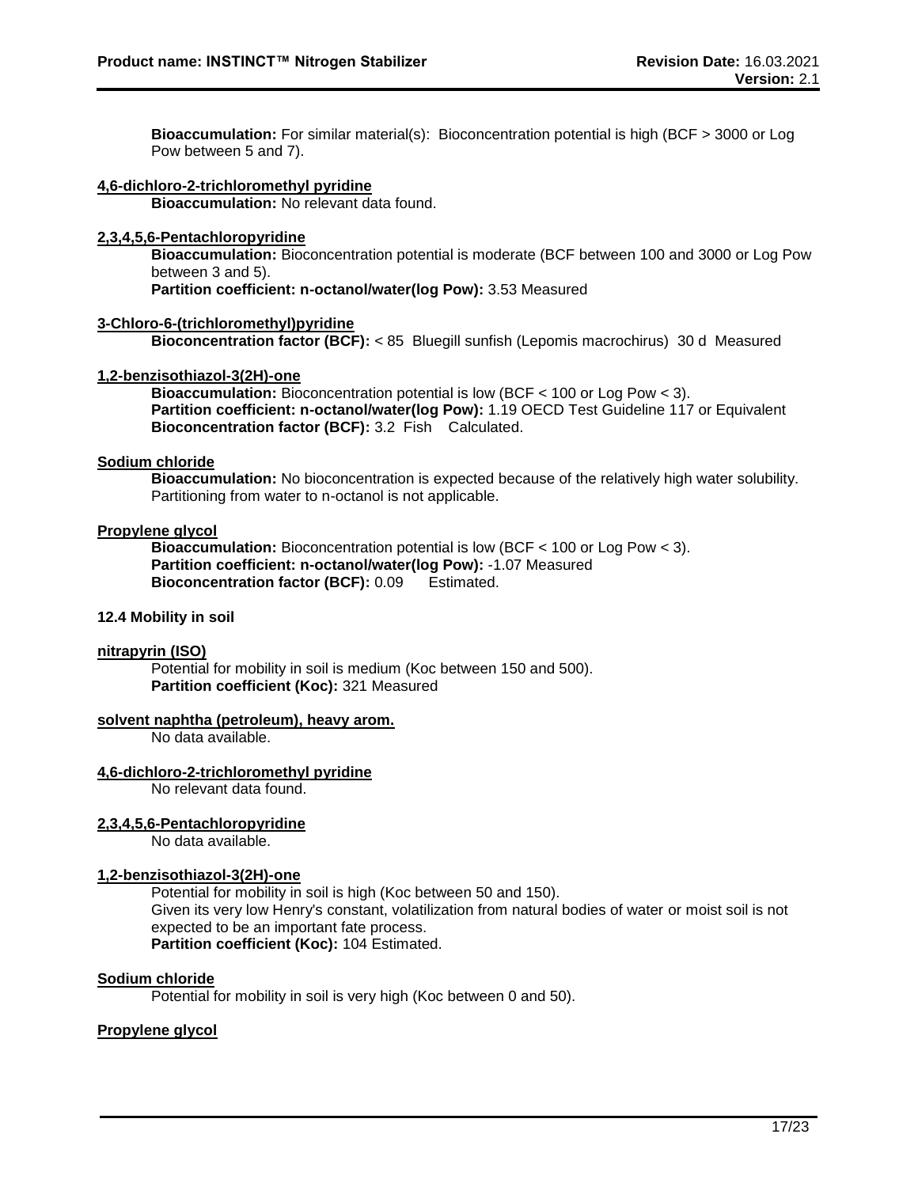**Bioaccumulation:** For similar material(s): Bioconcentration potential is high (BCF > 3000 or Log Pow between 5 and 7).

**4,6-dichloro-2-trichloromethyl pyridine**

**Bioaccumulation:** No relevant data found.

**2,3,4,5,6-Pentachloropyridine**

**Bioaccumulation:** Bioconcentration potential is moderate (BCF between 100 and 3000 or Log Pow between 3 and 5).
**Partition coefficient: n-octanol/water(log Pow):** 3.53 Measured

**3-Chloro-6-(trichloromethyl)pyridine**

**Bioconcentration factor (BCF):** < 85 Bluegill sunfish (Lepomis macrochirus) 30 d Measured

**1,2-benzisothiazol-3(2H)-one**

**Bioaccumulation:** Bioconcentration potential is low (BCF < 100 or Log Pow < 3).
**Partition coefficient: n-octanol/water(log Pow):** 1.19 OECD Test Guideline 117 or Equivalent
**Bioconcentration factor (BCF):** 3.2 Fish Calculated.

**Sodium chloride**

**Bioaccumulation:** No bioconcentration is expected because of the relatively high water solubility. Partitioning from water to n-octanol is not applicable.

**Propylene glycol**

**Bioaccumulation:** Bioconcentration potential is low (BCF < 100 or Log Pow < 3).
**Partition coefficient: n-octanol/water(log Pow):** -1.07 Measured
**Bioconcentration factor (BCF):** 0.09 Estimated.

### 12.4 Mobility in soil

**nitrapyrin (ISO)**

Potential for mobility in soil is medium (Koc between 150 and 500).
**Partition coefficient (Koc):** 321 Measured

**solvent naphtha (petroleum), heavy arom.**

No data available.

**4,6-dichloro-2-trichloromethyl pyridine**

No relevant data found.

**2,3,4,5,6-Pentachloropyridine**

No data available.

**1,2-benzisothiazol-3(2H)-one**

Potential for mobility in soil is high (Koc between 50 and 150).
Given its very low Henry's constant, volatilization from natural bodies of water or moist soil is not expected to be an important fate process.
**Partition coefficient (Koc):** 104 Estimated.

**Sodium chloride**

Potential for mobility in soil is very high (Koc between 0 and 50).

**Propylene glycol**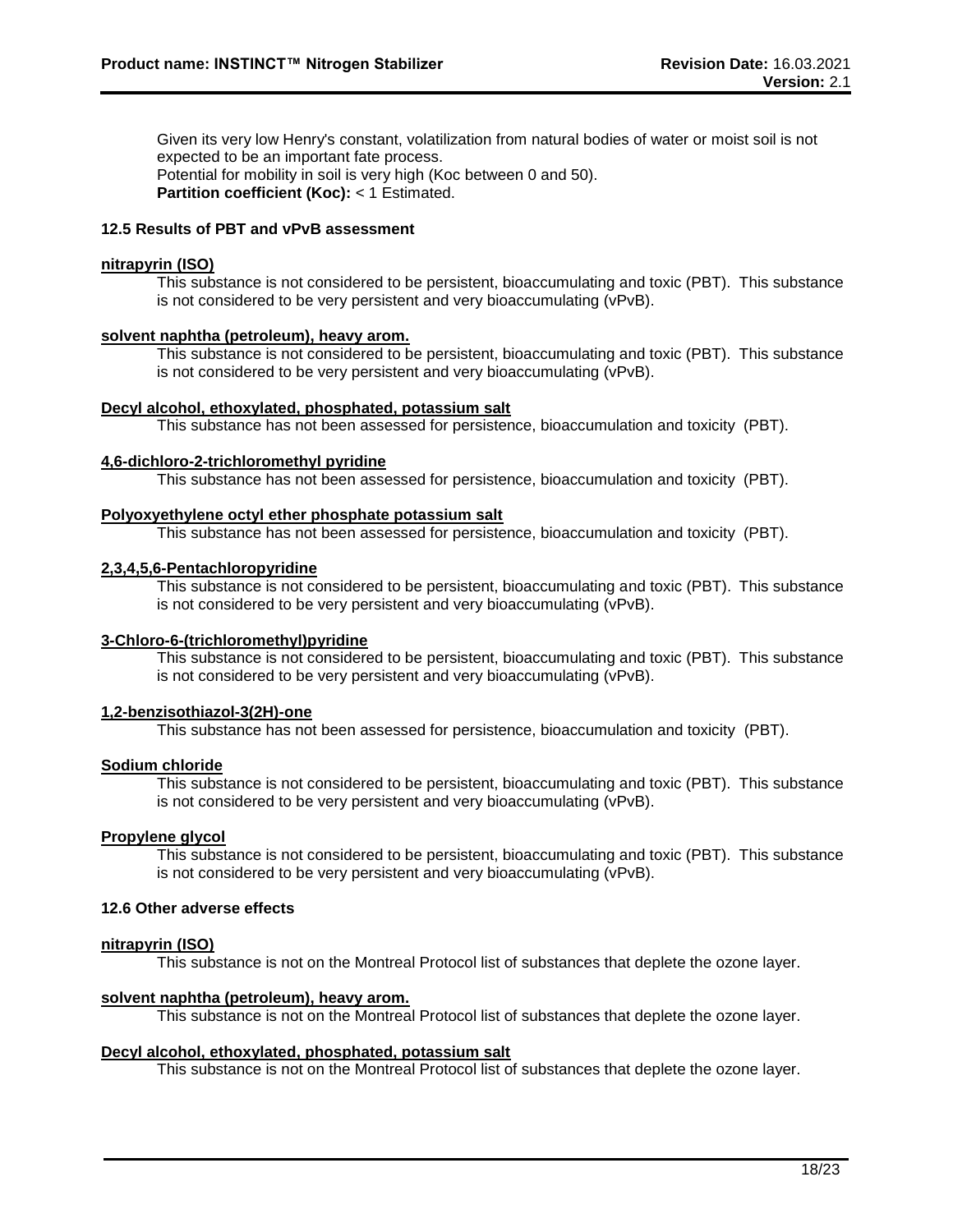Given its very low Henry's constant, volatilization from natural bodies of water or moist soil is not expected to be an important fate process.
Potential for mobility in soil is very high (Koc between 0 and 50).
**Partition coefficient (Koc):** < 1 Estimated.

### 12.5 Results of PBT and vPvB assessment

**nitrapyrin (ISO)**

This substance is not considered to be persistent, bioaccumulating and toxic (PBT). This substance is not considered to be very persistent and very bioaccumulating (vPvB).

**solvent naphtha (petroleum), heavy arom.**

This substance is not considered to be persistent, bioaccumulating and toxic (PBT). This substance is not considered to be very persistent and very bioaccumulating (vPvB).

**Decyl alcohol, ethoxylated, phosphated, potassium salt**

This substance has not been assessed for persistence, bioaccumulation and toxicity (PBT).

**4,6-dichloro-2-trichloromethyl pyridine**

This substance has not been assessed for persistence, bioaccumulation and toxicity (PBT).

**Polyoxyethylene octyl ether phosphate potassium salt**

This substance has not been assessed for persistence, bioaccumulation and toxicity (PBT).

**2,3,4,5,6-Pentachloropyridine**

This substance is not considered to be persistent, bioaccumulating and toxic (PBT). This substance is not considered to be very persistent and very bioaccumulating (vPvB).

**3-Chloro-6-(trichloromethyl)pyridine**

This substance is not considered to be persistent, bioaccumulating and toxic (PBT). This substance is not considered to be very persistent and very bioaccumulating (vPvB).

**1,2-benzisothiazol-3(2H)-one**

This substance has not been assessed for persistence, bioaccumulation and toxicity (PBT).

**Sodium chloride**

This substance is not considered to be persistent, bioaccumulating and toxic (PBT). This substance is not considered to be very persistent and very bioaccumulating (vPvB).

**Propylene glycol**

This substance is not considered to be persistent, bioaccumulating and toxic (PBT). This substance is not considered to be very persistent and very bioaccumulating (vPvB).

### 12.6 Other adverse effects

**nitrapyrin (ISO)**

This substance is not on the Montreal Protocol list of substances that deplete the ozone layer.

**solvent naphtha (petroleum), heavy arom.**

This substance is not on the Montreal Protocol list of substances that deplete the ozone layer.

**Decyl alcohol, ethoxylated, phosphated, potassium salt**

This substance is not on the Montreal Protocol list of substances that deplete the ozone layer.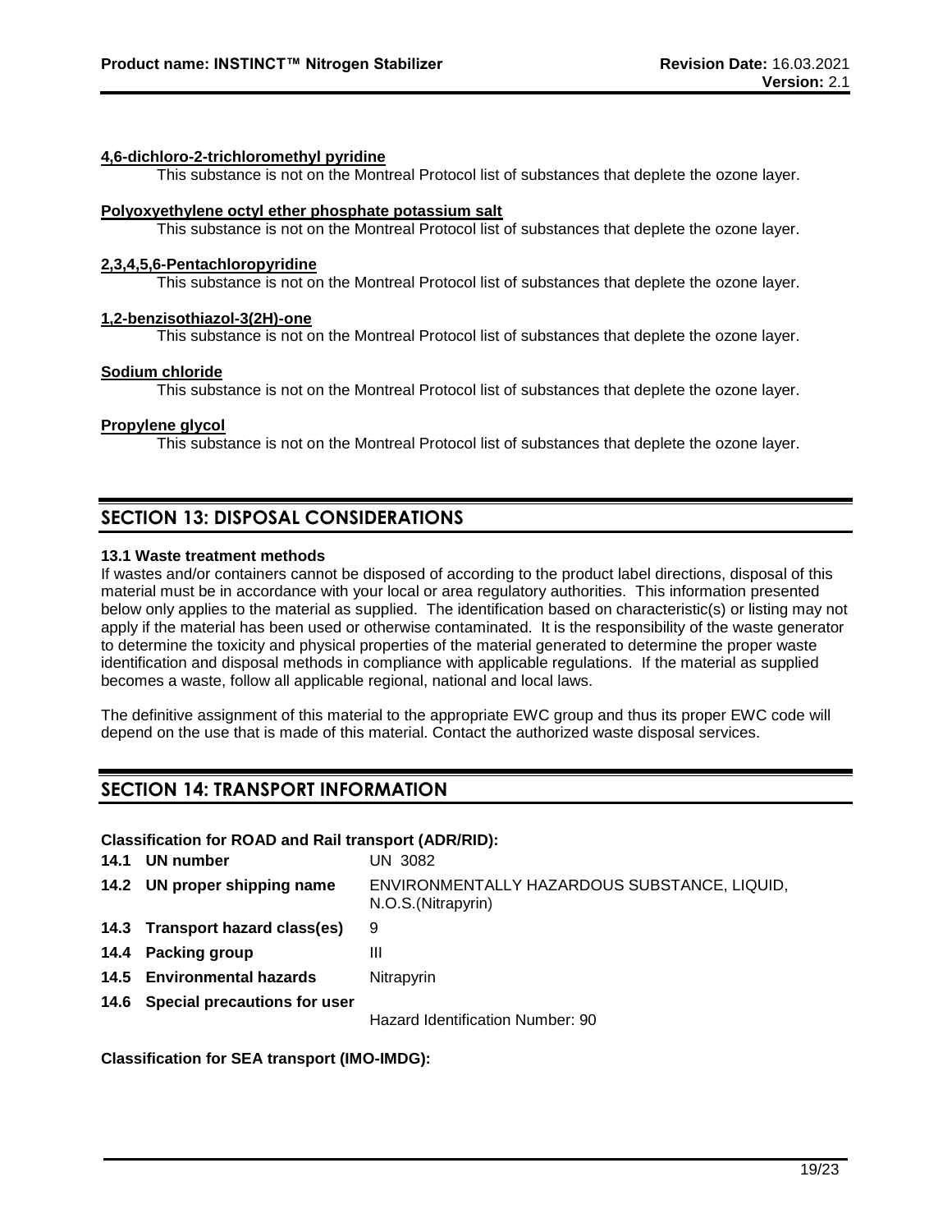**4,6-dichloro-2-trichloromethyl pyridine**

This substance is not on the Montreal Protocol list of substances that deplete the ozone layer.

**Polyoxyethylene octyl ether phosphate potassium salt**

This substance is not on the Montreal Protocol list of substances that deplete the ozone layer.

**2,3,4,5,6-Pentachloropyridine**

This substance is not on the Montreal Protocol list of substances that deplete the ozone layer.

**1,2-benzisothiazol-3(2H)-one**

This substance is not on the Montreal Protocol list of substances that deplete the ozone layer.

**Sodium chloride**

This substance is not on the Montreal Protocol list of substances that deplete the ozone layer.

**Propylene glycol**

This substance is not on the Montreal Protocol list of substances that deplete the ozone layer.

## SECTION 13: DISPOSAL CONSIDERATIONS

**13.1 Waste treatment methods**

If wastes and/or containers cannot be disposed of according to the product label directions, disposal of this material must be in accordance with your local or area regulatory authorities. This information presented below only applies to the material as supplied. The identification based on characteristic(s) or listing may not apply if the material has been used or otherwise contaminated. It is the responsibility of the waste generator to determine the toxicity and physical properties of the material generated to determine the proper waste identification and disposal methods in compliance with applicable regulations. If the material as supplied becomes a waste, follow all applicable regional, national and local laws.

The definitive assignment of this material to the appropriate EWC group and thus its proper EWC code will depend on the use that is made of this material. Contact the authorized waste disposal services.

## SECTION 14: TRANSPORT INFORMATION

**Classification for ROAD and Rail transport (ADR/RID):**

| | |
|---|---|
| **14.1 UN number** | UN 3082 |
| **14.2 UN proper shipping name** | ENVIRONMENTALLY HAZARDOUS SUBSTANCE, LIQUID, N.O.S.(Nitrapyrin) |
| **14.3 Transport hazard class(es)** | 9 |
| **14.4 Packing group** | III |
| **14.5 Environmental hazards** | Nitrapyrin |
| **14.6 Special precautions for user** | Hazard Identification Number: 90 |

**Classification for SEA transport (IMO-IMDG):**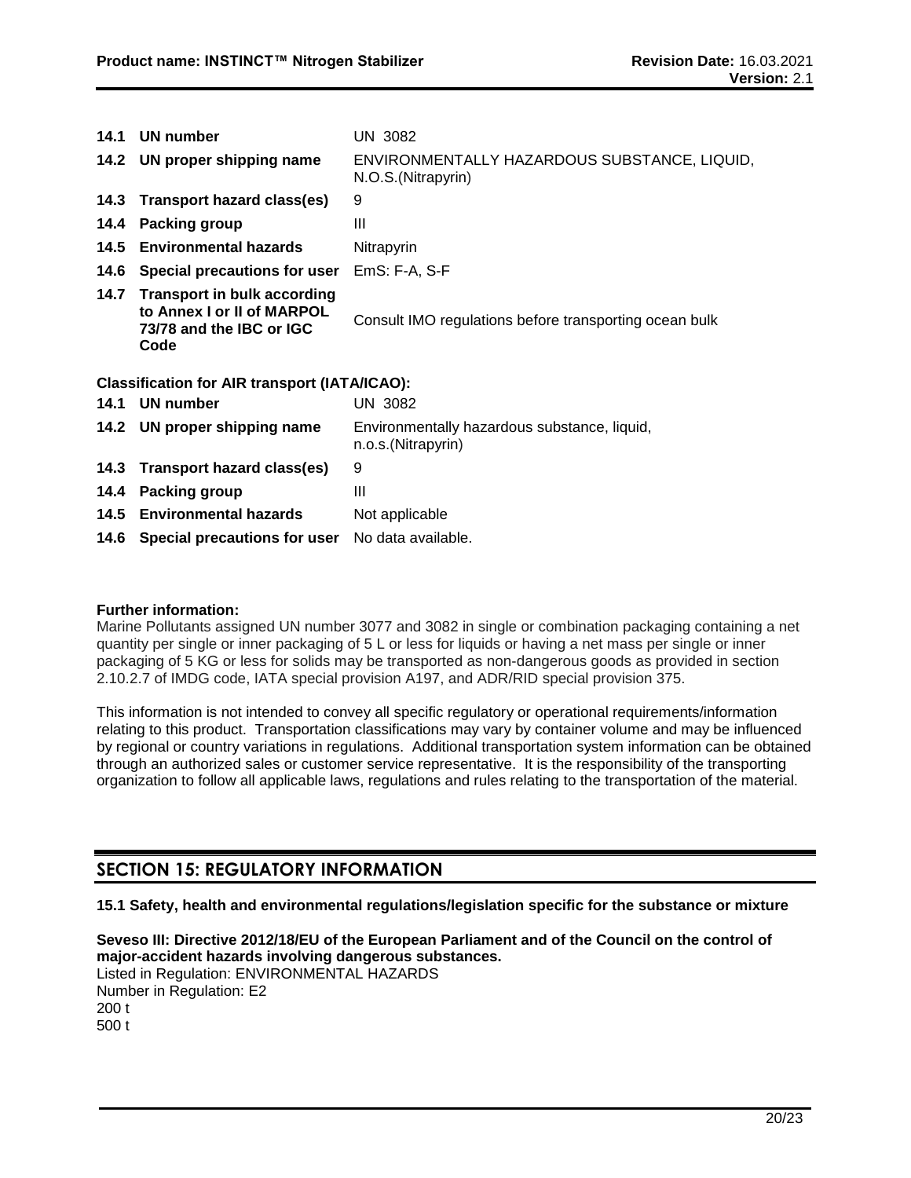| | | |
|---|---|---|
| **14.1** | **UN number** | UN 3082 |
| **14.2** | **UN proper shipping name** | ENVIRONMENTALLY HAZARDOUS SUBSTANCE, LIQUID, N.O.S.(Nitrapyrin) |
| **14.3** | **Transport hazard class(es)** | 9 |
| **14.4** | **Packing group** | III |
| **14.5** | **Environmental hazards** | Nitrapyrin |
| **14.6** | **Special precautions for user** | EmS: F-A, S-F |
| **14.7** | **Transport in bulk according to Annex I or II of MARPOL 73/78 and the IBC or IGC Code** | Consult IMO regulations before transporting ocean bulk |

**Classification for AIR transport (IATA/ICAO):**

| | | |
|---|---|---|
| **14.1** | **UN number** | UN 3082 |
| **14.2** | **UN proper shipping name** | Environmentally hazardous substance, liquid, n.o.s.(Nitrapyrin) |
| **14.3** | **Transport hazard class(es)** | 9 |
| **14.4** | **Packing group** | III |
| **14.5** | **Environmental hazards** | Not applicable |
| **14.6** | **Special precautions for user** | No data available. |

**Further information:**
Marine Pollutants assigned UN number 3077 and 3082 in single or combination packaging containing a net quantity per single or inner packaging of 5 L or less for liquids or having a net mass per single or inner packaging of 5 KG or less for solids may be transported as non-dangerous goods as provided in section 2.10.2.7 of IMDG code, IATA special provision A197, and ADR/RID special provision 375.

This information is not intended to convey all specific regulatory or operational requirements/information relating to this product. Transportation classifications may vary by container volume and may be influenced by regional or country variations in regulations. Additional transportation system information can be obtained through an authorized sales or customer service representative. It is the responsibility of the transporting organization to follow all applicable laws, regulations and rules relating to the transportation of the material.

## SECTION 15: REGULATORY INFORMATION

**15.1 Safety, health and environmental regulations/legislation specific for the substance or mixture**

**Seveso III: Directive 2012/18/EU of the European Parliament and of the Council on the control of major-accident hazards involving dangerous substances.**
Listed in Regulation: ENVIRONMENTAL HAZARDS
Number in Regulation: E2
200 t
500 t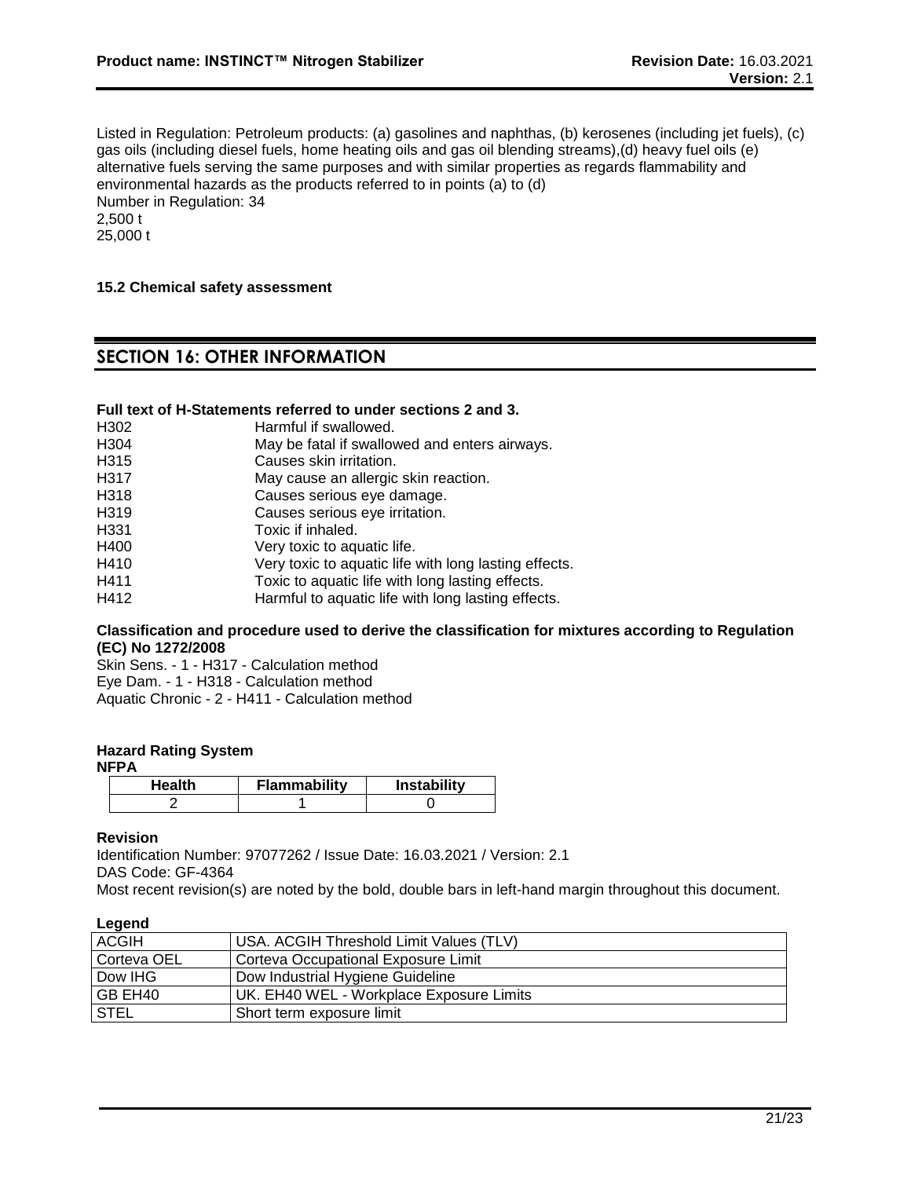Listed in Regulation: Petroleum products: (a) gasolines and naphthas, (b) kerosenes (including jet fuels), (c) gas oils (including diesel fuels, home heating oils and gas oil blending streams),(d) heavy fuel oils (e) alternative fuels serving the same purposes and with similar properties as regards flammability and environmental hazards as the products referred to in points (a) to (d)
Number in Regulation: 34
2,500 t
25,000 t

**15.2 Chemical safety assessment**

## SECTION 16: OTHER INFORMATION

**Full text of H-Statements referred to under sections 2 and 3.**

| | |
|---|---|
| H302 | Harmful if swallowed. |
| H304 | May be fatal if swallowed and enters airways. |
| H315 | Causes skin irritation. |
| H317 | May cause an allergic skin reaction. |
| H318 | Causes serious eye damage. |
| H319 | Causes serious eye irritation. |
| H331 | Toxic if inhaled. |
| H400 | Very toxic to aquatic life. |
| H410 | Very toxic to aquatic life with long lasting effects. |
| H411 | Toxic to aquatic life with long lasting effects. |
| H412 | Harmful to aquatic life with long lasting effects. |

**Classification and procedure used to derive the classification for mixtures according to Regulation (EC) No 1272/2008**

Skin Sens. - 1 - H317 - Calculation method
Eye Dam. - 1 - H318 - Calculation method
Aquatic Chronic - 2 - H411 - Calculation method

**Hazard Rating System**
**NFPA**

| Health | Flammability | Instability |
|---|---|---|
| 2 | 1 | 0 |

**Revision**

Identification Number: 97077262 / Issue Date: 16.03.2021 / Version: 2.1
DAS Code: GF-4364
Most recent revision(s) are noted by the bold, double bars in left-hand margin throughout this document.

**Legend**

| | |
|---|---|
| ACGIH | USA. ACGIH Threshold Limit Values (TLV) |
| Corteva OEL | Corteva Occupational Exposure Limit |
| Dow IHG | Dow Industrial Hygiene Guideline |
| GB EH40 | UK. EH40 WEL - Workplace Exposure Limits |
| STEL | Short term exposure limit |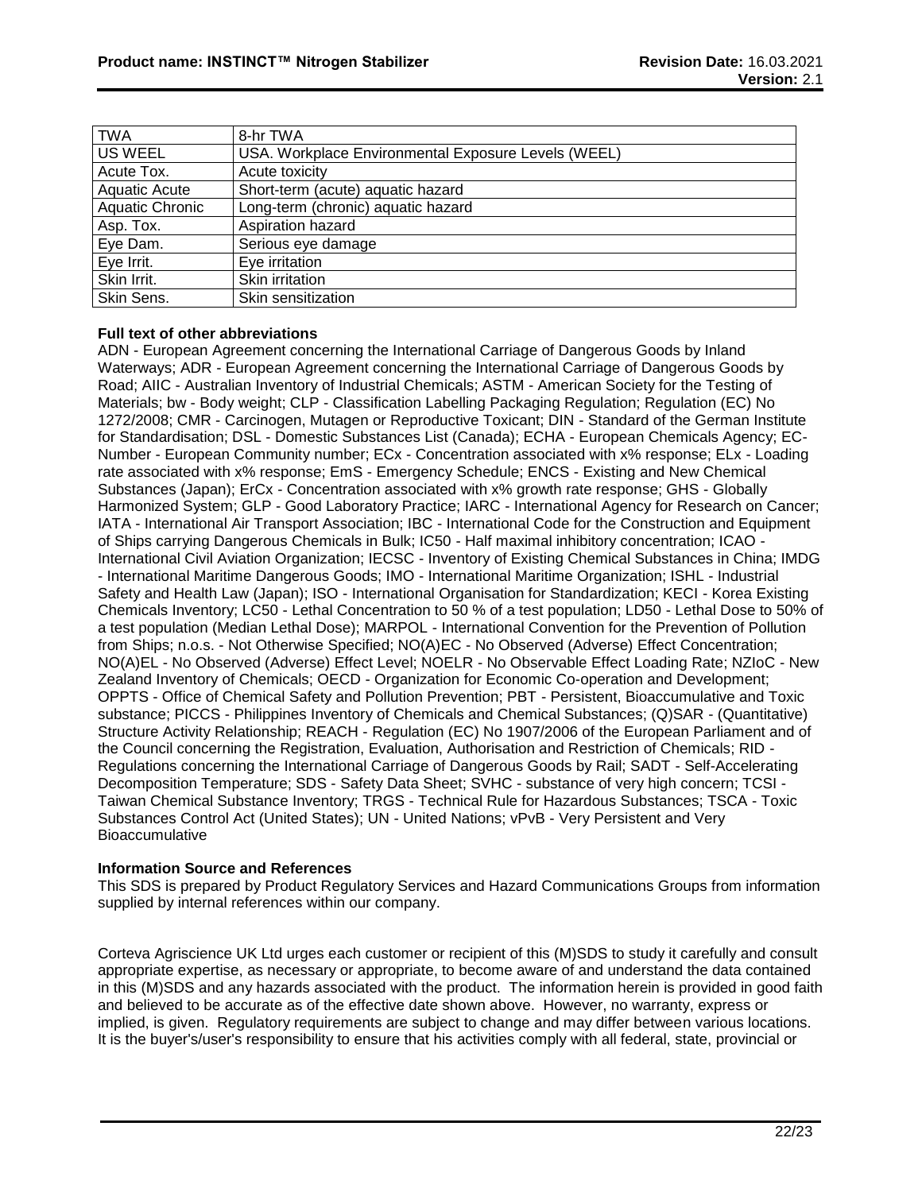| TWA | 8-hr TWA |
|---|---|
| US WEEL | USA. Workplace Environmental Exposure Levels (WEEL) |
| Acute Tox. | Acute toxicity |
| Aquatic Acute | Short-term (acute) aquatic hazard |
| Aquatic Chronic | Long-term (chronic) aquatic hazard |
| Asp. Tox. | Aspiration hazard |
| Eye Dam. | Serious eye damage |
| Eye Irrit. | Eye irritation |
| Skin Irrit. | Skin irritation |
| Skin Sens. | Skin sensitization |

**Full text of other abbreviations**

ADN - European Agreement concerning the International Carriage of Dangerous Goods by Inland Waterways; ADR - European Agreement concerning the International Carriage of Dangerous Goods by Road; AIIC - Australian Inventory of Industrial Chemicals; ASTM - American Society for the Testing of Materials; bw - Body weight; CLP - Classification Labelling Packaging Regulation; Regulation (EC) No 1272/2008; CMR - Carcinogen, Mutagen or Reproductive Toxicant; DIN - Standard of the German Institute for Standardisation; DSL - Domestic Substances List (Canada); ECHA - European Chemicals Agency; EC-Number - European Community number; ECx - Concentration associated with x% response; ELx - Loading rate associated with x% response; EmS - Emergency Schedule; ENCS - Existing and New Chemical Substances (Japan); ErCx - Concentration associated with x% growth rate response; GHS - Globally Harmonized System; GLP - Good Laboratory Practice; IARC - International Agency for Research on Cancer; IATA - International Air Transport Association; IBC - International Code for the Construction and Equipment of Ships carrying Dangerous Chemicals in Bulk; IC50 - Half maximal inhibitory concentration; ICAO - International Civil Aviation Organization; IECSC - Inventory of Existing Chemical Substances in China; IMDG - International Maritime Dangerous Goods; IMO - International Maritime Organization; ISHL - Industrial Safety and Health Law (Japan); ISO - International Organisation for Standardization; KECI - Korea Existing Chemicals Inventory; LC50 - Lethal Concentration to 50 % of a test population; LD50 - Lethal Dose to 50% of a test population (Median Lethal Dose); MARPOL - International Convention for the Prevention of Pollution from Ships; n.o.s. - Not Otherwise Specified; NO(A)EC - No Observed (Adverse) Effect Concentration; NO(A)EL - No Observed (Adverse) Effect Level; NOELR - No Observable Effect Loading Rate; NZIoC - New Zealand Inventory of Chemicals; OECD - Organization for Economic Co-operation and Development; OPPTS - Office of Chemical Safety and Pollution Prevention; PBT - Persistent, Bioaccumulative and Toxic substance; PICCS - Philippines Inventory of Chemicals and Chemical Substances; (Q)SAR - (Quantitative) Structure Activity Relationship; REACH - Regulation (EC) No 1907/2006 of the European Parliament and of the Council concerning the Registration, Evaluation, Authorisation and Restriction of Chemicals; RID - Regulations concerning the International Carriage of Dangerous Goods by Rail; SADT - Self-Accelerating Decomposition Temperature; SDS - Safety Data Sheet; SVHC - substance of very high concern; TCSI - Taiwan Chemical Substance Inventory; TRGS - Technical Rule for Hazardous Substances; TSCA - Toxic Substances Control Act (United States); UN - United Nations; vPvB - Very Persistent and Very Bioaccumulative

**Information Source and References**

This SDS is prepared by Product Regulatory Services and Hazard Communications Groups from information supplied by internal references within our company.

Corteva Agriscience UK Ltd urges each customer or recipient of this (M)SDS to study it carefully and consult appropriate expertise, as necessary or appropriate, to become aware of and understand the data contained in this (M)SDS and any hazards associated with the product. The information herein is provided in good faith and believed to be accurate as of the effective date shown above. However, no warranty, express or implied, is given. Regulatory requirements are subject to change and may differ between various locations. It is the buyer's/user's responsibility to ensure that his activities comply with all federal, state, provincial or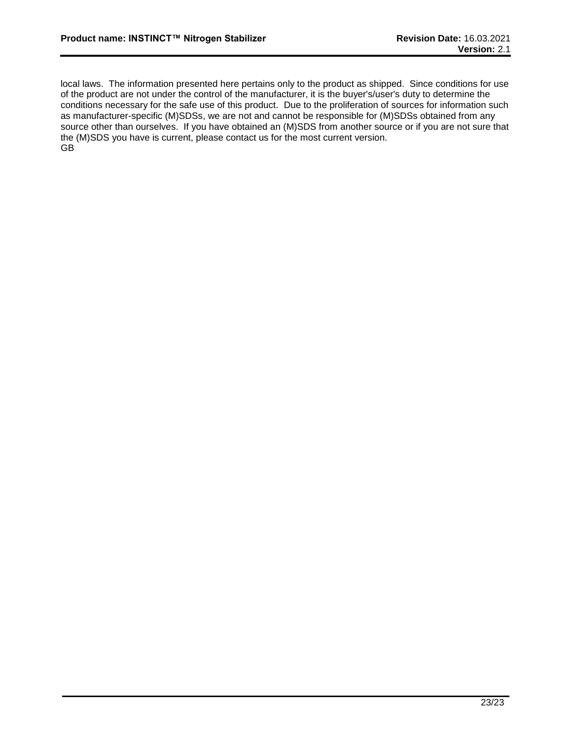local laws. The information presented here pertains only to the product as shipped. Since conditions for use of the product are not under the control of the manufacturer, it is the buyer's/user's duty to determine the conditions necessary for the safe use of this product. Due to the proliferation of sources for information such as manufacturer-specific (M)SDSs, we are not and cannot be responsible for (M)SDSs obtained from any source other than ourselves. If you have obtained an (M)SDS from another source or if you are not sure that the (M)SDS you have is current, please contact us for the most current version.
GB